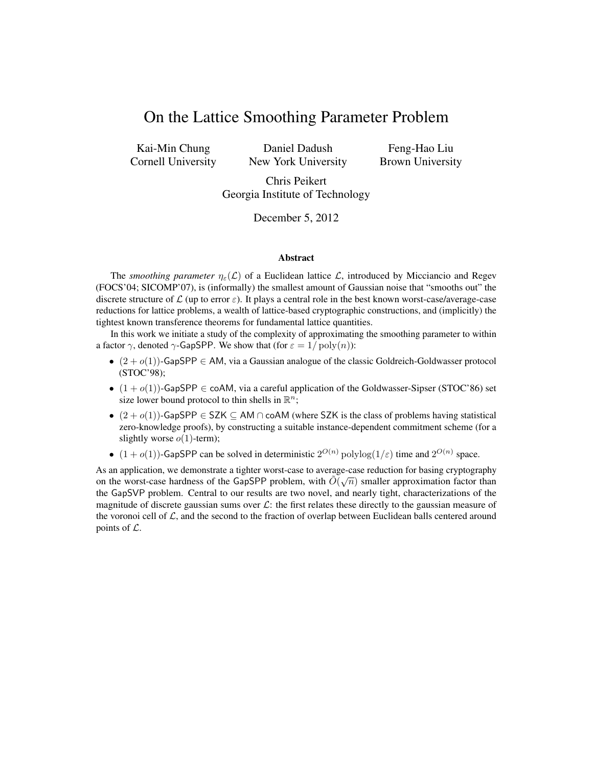# On the Lattice Smoothing Parameter Problem

Kai-Min Chung
Cornell University

Daniel Dadush
New York University

Feng-Hao Liu
Brown University

Chris Peikert
Georgia Institute of Technology

December 5, 2012

### Abstract

The *smoothing parameter* $\eta_\varepsilon(\mathcal{L})$ of a Euclidean lattice $\mathcal{L}$, introduced by Micciancio and Regev (FOCS'04; SICOMP'07), is (informally) the smallest amount of Gaussian noise that "smooths out" the discrete structure of $\mathcal{L}$ (up to error $\varepsilon$). It plays a central role in the best known worst-case/average-case reductions for lattice problems, a wealth of lattice-based cryptographic constructions, and (implicitly) the tightest known transference theorems for fundamental lattice quantities.

In this work we initiate a study of the complexity of approximating the smoothing parameter to within a factor $\gamma$, denoted $\gamma$-GapSPP. We show that (for $\varepsilon = 1/\operatorname{poly}(n)$):

- $(2 + o(1))$-GapSPP $\in$ AM, via a Gaussian analogue of the classic Goldreich-Goldwasser protocol (STOC'98);
- $(1 + o(1))$-GapSPP $\in$ coAM, via a careful application of the Goldwasser-Sipser (STOC'86) set size lower bound protocol to thin shells in $\mathbb{R}^n$;
- $(2 + o(1))$-GapSPP $\in$ SZK $\subseteq$ AM $\cap$ coAM (where SZK is the class of problems having statistical zero-knowledge proofs), by constructing a suitable instance-dependent commitment scheme (for a slightly worse $o(1)$-term);
- $(1 + o(1))$-GapSPP can be solved in deterministic $2^{O(n)} \operatorname{polylog}(1/\varepsilon)$ time and $2^{O(n)}$ space.

As an application, we demonstrate a tighter worst-case to average-case reduction for basing cryptography on the worst-case hardness of the GapSPP problem, with $\tilde{O}(\sqrt{n})$ smaller approximation factor than the GapSVP problem. Central to our results are two novel, and nearly tight, characterizations of the magnitude of discrete gaussian sums over $\mathcal{L}$: the first relates these directly to the gaussian measure of the voronoi cell of $\mathcal{L}$, and the second to the fraction of overlap between Euclidean balls centered around points of $\mathcal{L}$.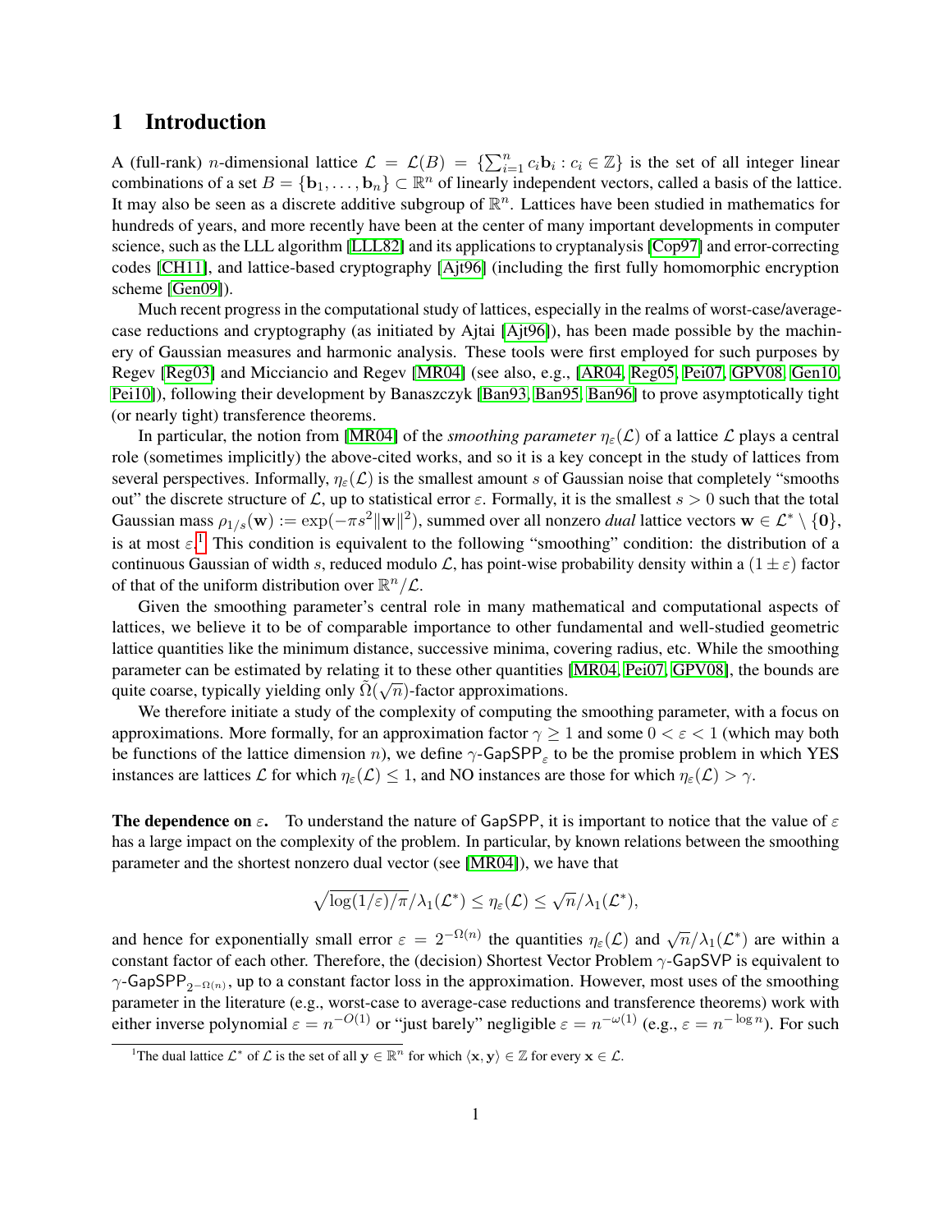## 1 Introduction

A (full-rank) $n$-dimensional lattice $\mathcal{L} = \mathcal{L}(B) = \{\sum_{i=1}^{n} c_i \mathbf{b}_i : c_i \in \mathbb{Z}\}$ is the set of all integer linear combinations of a set $B = \{\mathbf{b}_1, \ldots, \mathbf{b}_n\} \subset \mathbb{R}^n$ of linearly independent vectors, called a basis of the lattice. It may also be seen as a discrete additive subgroup of $\mathbb{R}^n$. Lattices have been studied in mathematics for hundreds of years, and more recently have been at the center of many important developments in computer science, such as the LLL algorithm [LLL82] and its applications to cryptanalysis [Cop97] and error-correcting codes [CH11], and lattice-based cryptography [Ajt96] (including the first fully homomorphic encryption scheme [Gen09]).

Much recent progress in the computational study of lattices, especially in the realms of worst-case/average-case reductions and cryptography (as initiated by Ajtai [Ajt96]), has been made possible by the machinery of Gaussian measures and harmonic analysis. These tools were first employed for such purposes by Regev [Reg03] and Micciancio and Regev [MR04] (see also, e.g., [AR04, Reg05, Pei07, GPV08, Gen10, Pei10]), following their development by Banaszczyk [Ban93, Ban95, Ban96] to prove asymptotically tight (or nearly tight) transference theorems.

In particular, the notion from [MR04] of the *smoothing parameter* $\eta_\varepsilon(\mathcal{L})$ of a lattice $\mathcal{L}$ plays a central role (sometimes implicitly) the above-cited works, and so it is a key concept in the study of lattices from several perspectives. Informally, $\eta_\varepsilon(\mathcal{L})$ is the smallest amount $s$ of Gaussian noise that completely "smooths out" the discrete structure of $\mathcal{L}$, up to statistical error $\varepsilon$. Formally, it is the smallest $s > 0$ such that the total Gaussian mass $\rho_{1/s}(\mathbf{w}) := \exp(-\pi s^2 \|\mathbf{w}\|^2)$, summed over all nonzero *dual* lattice vectors $\mathbf{w} \in \mathcal{L}^* \setminus \{\mathbf{0}\}$, is at most $\varepsilon$.[1] This condition is equivalent to the following "smoothing" condition: the distribution of a continuous Gaussian of width $s$, reduced modulo $\mathcal{L}$, has point-wise probability density within a $(1 \pm \varepsilon)$ factor of that of the uniform distribution over $\mathbb{R}^n/\mathcal{L}$.

Given the smoothing parameter's central role in many mathematical and computational aspects of lattices, we believe it to be of comparable importance to other fundamental and well-studied geometric lattice quantities like the minimum distance, successive minima, covering radius, etc. While the smoothing parameter can be estimated by relating it to these other quantities [MR04, Pei07, GPV08], the bounds are quite coarse, typically yielding only $\tilde{\Omega}(\sqrt{n})$-factor approximations.

We therefore initiate a study of the complexity of computing the smoothing parameter, with a focus on approximations. More formally, for an approximation factor $\gamma \geq 1$ and some $0 < \varepsilon < 1$ (which may both be functions of the lattice dimension $n$), we define $\gamma$-$\mathsf{GapSPP}_\varepsilon$ to be the promise problem in which YES instances are lattices $\mathcal{L}$ for which $\eta_\varepsilon(\mathcal{L}) \leq 1$, and NO instances are those for which $\eta_\varepsilon(\mathcal{L}) > \gamma$.

**The dependence on $\varepsilon$.** To understand the nature of $\mathsf{GapSPP}$, it is important to notice that the value of $\varepsilon$ has a large impact on the complexity of the problem. In particular, by known relations between the smoothing parameter and the shortest nonzero dual vector (see [MR04]), we have that

$$\sqrt{\log(1/\varepsilon)/\pi}/\lambda_1(\mathcal{L}^*) \leq \eta_\varepsilon(\mathcal{L}) \leq \sqrt{n}/\lambda_1(\mathcal{L}^*),$$

and hence for exponentially small error $\varepsilon = 2^{-\Omega(n)}$ the quantities $\eta_\varepsilon(\mathcal{L})$ and $\sqrt{n}/\lambda_1(\mathcal{L}^*)$ are within a constant factor of each other. Therefore, the (decision) Shortest Vector Problem $\gamma$-$\mathsf{GapSVP}$ is equivalent to $\gamma$-$\mathsf{GapSPP}_{2^{-\Omega(n)}}$, up to a constant factor loss in the approximation. However, most uses of the smoothing parameter in the literature (e.g., worst-case to average-case reductions and transference theorems) work with either inverse polynomial $\varepsilon = n^{-O(1)}$ or "just barely" negligible $\varepsilon = n^{-\omega(1)}$ (e.g., $\varepsilon = n^{-\log n}$). For such

[1] The dual lattice $\mathcal{L}^*$ of $\mathcal{L}$ is the set of all $\mathbf{y} \in \mathbb{R}^n$ for which $\langle \mathbf{x}, \mathbf{y} \rangle \in \mathbb{Z}$ for every $\mathbf{x} \in \mathcal{L}$.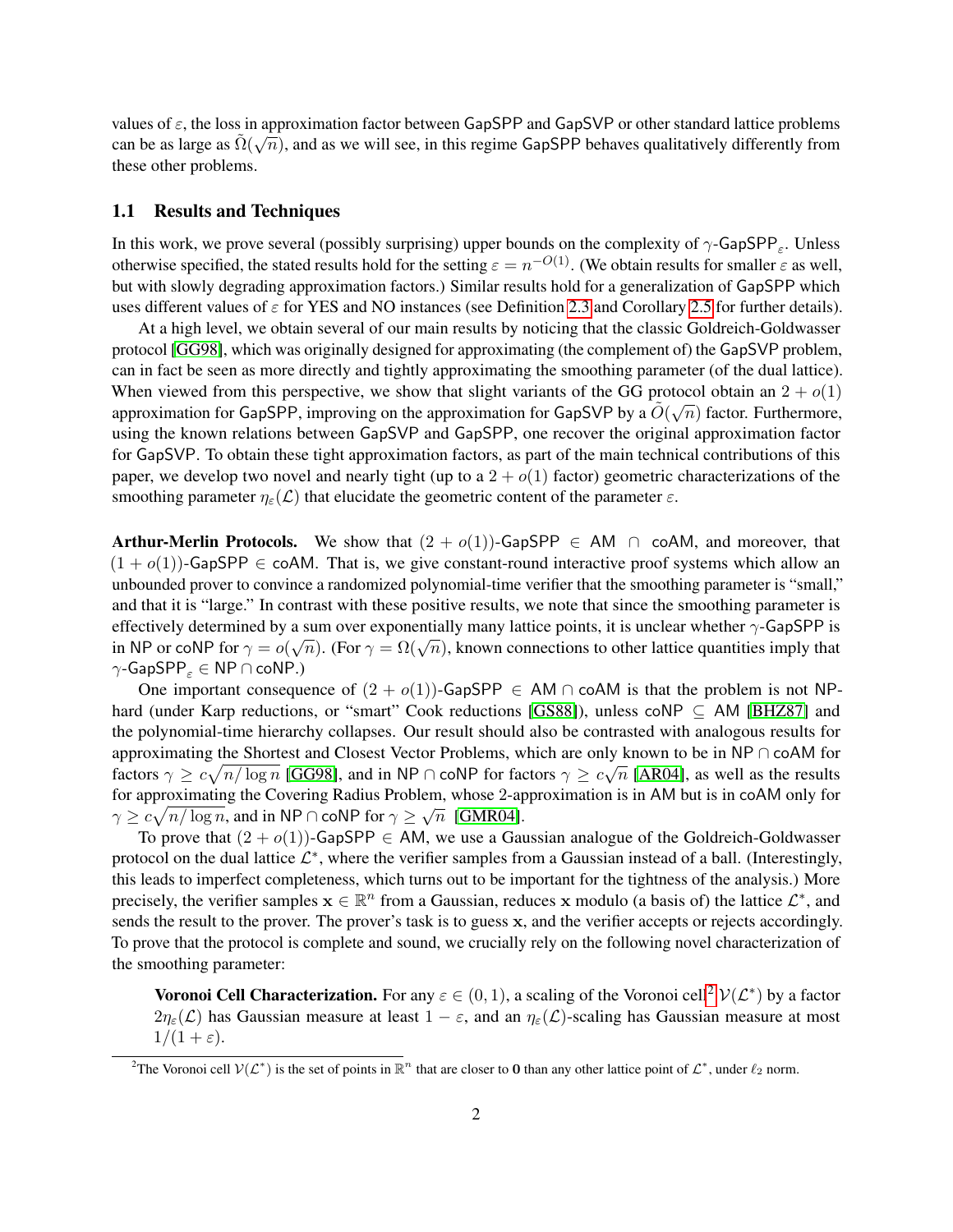values of $\varepsilon$, the loss in approximation factor between GapSPP and GapSVP or other standard lattice problems can be as large as $\tilde{\Omega}(\sqrt{n})$, and as we will see, in this regime GapSPP behaves qualitatively differently from these other problems.

## 1.1 Results and Techniques

In this work, we prove several (possibly surprising) upper bounds on the complexity of $\gamma$-$\mathsf{GapSPP}_\varepsilon$. Unless otherwise specified, the stated results hold for the setting $\varepsilon = n^{-O(1)}$. (We obtain results for smaller $\varepsilon$ as well, but with slowly degrading approximation factors.) Similar results hold for a generalization of GapSPP which uses different values of $\varepsilon$ for YES and NO instances (see Definition 2.3 and Corollary 2.5 for further details).

At a high level, we obtain several of our main results by noticing that the classic Goldreich-Goldwasser protocol [GG98], which was originally designed for approximating (the complement of) the GapSVP problem, can in fact be seen as more directly and tightly approximating the smoothing parameter (of the dual lattice). When viewed from this perspective, we show that slight variants of the GG protocol obtain an $2 + o(1)$ approximation for GapSPP, improving on the approximation for GapSVP by a $\tilde{O}(\sqrt{n})$ factor. Furthermore, using the known relations between GapSVP and GapSPP, one recover the original approximation factor for GapSVP. To obtain these tight approximation factors, as part of the main technical contributions of this paper, we develop two novel and nearly tight (up to a $2 + o(1)$ factor) geometric characterizations of the smoothing parameter $\eta_\varepsilon(\mathcal{L})$ that elucidate the geometric content of the parameter $\varepsilon$.

**Arthur-Merlin Protocols.** We show that $(2 + o(1))$-GapSPP $\in$ AM $\cap$ coAM, and moreover, that $(1 + o(1))$-GapSPP $\in$ coAM. That is, we give constant-round interactive proof systems which allow an unbounded prover to convince a randomized polynomial-time verifier that the smoothing parameter is "small," and that it is "large." In contrast with these positive results, we note that since the smoothing parameter is effectively determined by a sum over exponentially many lattice points, it is unclear whether $\gamma$-GapSPP is in NP or coNP for $\gamma = o(\sqrt{n})$. (For $\gamma = \Omega(\sqrt{n})$, known connections to other lattice quantities imply that $\gamma$-$\mathsf{GapSPP}_\varepsilon \in$ NP $\cap$ coNP.)

One important consequence of $(2 + o(1))$-GapSPP $\in$ AM $\cap$ coAM is that the problem is not NP-hard (under Karp reductions, or "smart" Cook reductions [GS88]), unless coNP $\subseteq$ AM [BHZ87] and the polynomial-time hierarchy collapses. Our result should also be contrasted with analogous results for approximating the Shortest and Closest Vector Problems, which are only known to be in NP $\cap$ coAM for factors $\gamma \geq c\sqrt{n/\log n}$ [GG98], and in NP $\cap$ coNP for factors $\gamma \geq c\sqrt{n}$ [AR04], as well as the results for approximating the Covering Radius Problem, whose 2-approximation is in AM but is in coAM only for $\gamma \geq c\sqrt{n/\log n}$, and in NP $\cap$ coNP for $\gamma \geq \sqrt{n}$ [GMR04].

To prove that $(2 + o(1))$-GapSPP $\in$ AM, we use a Gaussian analogue of the Goldreich-Goldwasser protocol on the dual lattice $\mathcal{L}^*$, where the verifier samples from a Gaussian instead of a ball. (Interestingly, this leads to imperfect completeness, which turns out to be important for the tightness of the analysis.) More precisely, the verifier samples $\mathbf{x} \in \mathbb{R}^n$ from a Gaussian, reduces $\mathbf{x}$ modulo (a basis of) the lattice $\mathcal{L}^*$, and sends the result to the prover. The prover's task is to guess $\mathbf{x}$, and the verifier accepts or rejects accordingly. To prove that the protocol is complete and sound, we crucially rely on the following novel characterization of the smoothing parameter:

> **Voronoi Cell Characterization.** For any $\varepsilon \in (0, 1)$, a scaling of the Voronoi cell[2] $\mathcal{V}(\mathcal{L}^*)$ by a factor $2\eta_\varepsilon(\mathcal{L})$ has Gaussian measure at least $1 - \varepsilon$, and an $\eta_\varepsilon(\mathcal{L})$-scaling has Gaussian measure at most $1/(1 + \varepsilon)$.

[2] The Voronoi cell $\mathcal{V}(\mathcal{L}^*)$ is the set of points in $\mathbb{R}^n$ that are closer to $\mathbf{0}$ than any other lattice point of $\mathcal{L}^*$, under $\ell_2$ norm.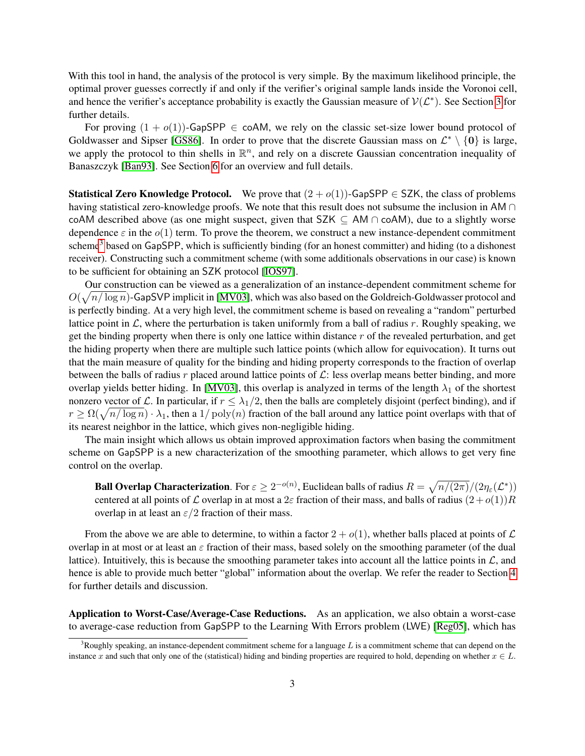With this tool in hand, the analysis of the protocol is very simple. By the maximum likelihood principle, the optimal prover guesses correctly if and only if the verifier's original sample lands inside the Voronoi cell, and hence the verifier's acceptance probability is exactly the Gaussian measure of $\mathcal{V}(\mathcal{L}^*)$. See Section 3 for further details.

For proving $(1 + o(1))$-GapSPP $\in$ coAM, we rely on the classic set-size lower bound protocol of Goldwasser and Sipser [GS86]. In order to prove that the discrete Gaussian mass on $\mathcal{L}^* \setminus \{\mathbf{0}\}$ is large, we apply the protocol to thin shells in $\mathbb{R}^n$, and rely on a discrete Gaussian concentration inequality of Banaszczyk [Ban93]. See Section 6 for an overview and full details.

**Statistical Zero Knowledge Protocol.** We prove that $(2 + o(1))$-GapSPP $\in$ SZK, the class of problems having statistical zero-knowledge proofs. We note that this result does not subsume the inclusion in AM $\cap$ coAM described above (as one might suspect, given that SZK $\subseteq$ AM $\cap$ coAM), due to a slightly worse dependence $\varepsilon$ in the $o(1)$ term. To prove the theorem, we construct a new instance-dependent commitment scheme[3] based on GapSPP, which is sufficiently binding (for an honest committer) and hiding (to a dishonest receiver). Constructing such a commitment scheme (with some additionals observations in our case) is known to be sufficient for obtaining an SZK protocol [IOS97].

Our construction can be viewed as a generalization of an instance-dependent commitment scheme for $O(\sqrt{n/\log n})$-GapSVP implicit in [MV03], which was also based on the Goldreich-Goldwasser protocol and is perfectly binding. At a very high level, the commitment scheme is based on revealing a "random" perturbed lattice point in $\mathcal{L}$, where the perturbation is taken uniformly from a ball of radius $r$. Roughly speaking, we get the binding property when there is only one lattice within distance $r$ of the revealed perturbation, and get the hiding property when there are multiple such lattice points (which allow for equivocation). It turns out that the main measure of quality for the binding and hiding property corresponds to the fraction of overlap between the balls of radius $r$ placed around lattice points of $\mathcal{L}$: less overlap means better binding, and more overlap yields better hiding. In [MV03], this overlap is analyzed in terms of the length $\lambda_1$ of the shortest nonzero vector of $\mathcal{L}$. In particular, if $r \leq \lambda_1/2$, then the balls are completely disjoint (perfect binding), and if $r \geq \Omega(\sqrt{n/\log n}) \cdot \lambda_1$, then a $1/\operatorname{poly}(n)$ fraction of the ball around any lattice point overlaps with that of its nearest neighbor in the lattice, which gives non-negligible hiding.

The main insight which allows us obtain improved approximation factors when basing the commitment scheme on GapSPP is a new characterization of the smoothing parameter, which allows to get very fine control on the overlap.

> **Ball Overlap Characterization**. For $\varepsilon \geq 2^{-o(n)}$, Euclidean balls of radius $R = \sqrt{n/(2\pi)}/(2\eta_\varepsilon(\mathcal{L}^*))$ centered at all points of $\mathcal{L}$ overlap in at most a $2\varepsilon$ fraction of their mass, and balls of radius $(2+o(1))R$ overlap in at least an $\varepsilon/2$ fraction of their mass.

From the above we are able to determine, to within a factor $2 + o(1)$, whether balls placed at points of $\mathcal{L}$ overlap in at most or at least an $\varepsilon$ fraction of their mass, based solely on the smoothing parameter (of the dual lattice). Intuitively, this is because the smoothing parameter takes into account all the lattice points in $\mathcal{L}$, and hence is able to provide much better "global" information about the overlap. We refer the reader to Section 4 for further details and discussion.

**Application to Worst-Case/Average-Case Reductions.** As an application, we also obtain a worst-case to average-case reduction from GapSPP to the Learning With Errors problem (LWE) [Reg05], which has

[3] Roughly speaking, an instance-dependent commitment scheme for a language $L$ is a commitment scheme that can depend on the instance $x$ and such that only one of the (statistical) hiding and binding properties are required to hold, depending on whether $x \in L$.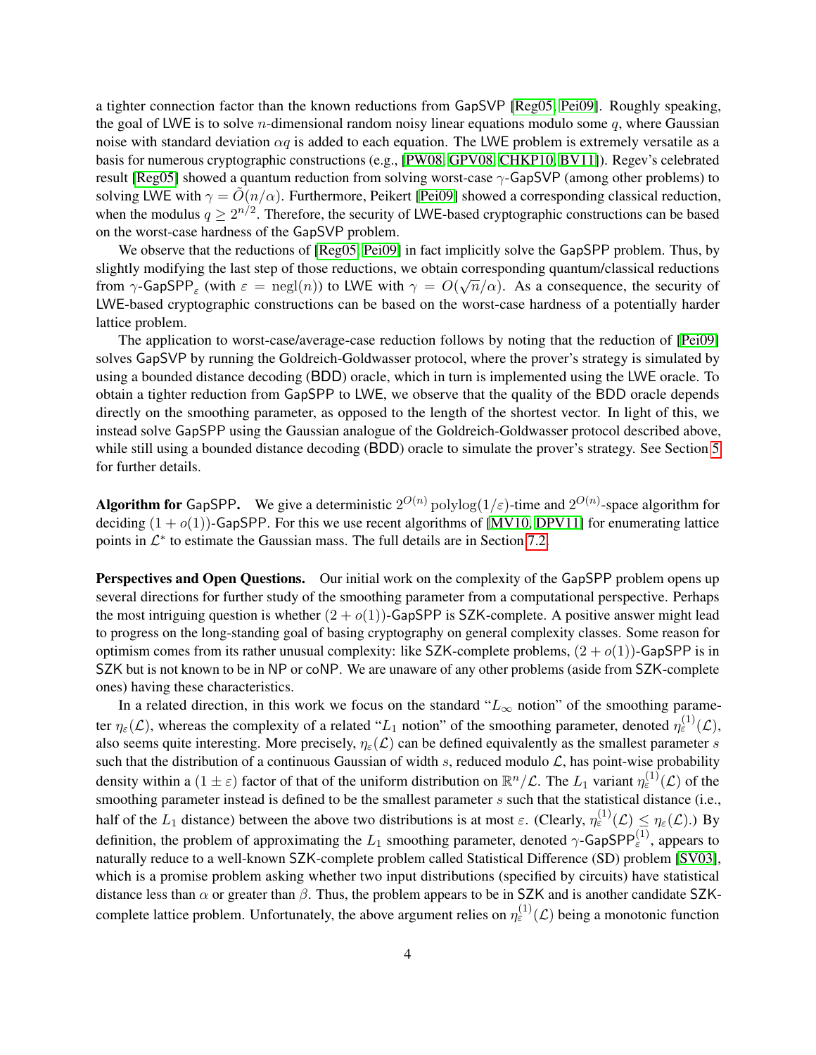a tighter connection factor than the known reductions from GapSVP [Reg05, Pei09]. Roughly speaking, the goal of LWE is to solve $n$-dimensional random noisy linear equations modulo some $q$, where Gaussian noise with standard deviation $\alpha q$ is added to each equation. The LWE problem is extremely versatile as a basis for numerous cryptographic constructions (e.g., [PW08, GPV08, CHKP10, BV11]). Regev's celebrated result [Reg05] showed a quantum reduction from solving worst-case $\gamma$-GapSVP (among other problems) to solving LWE with $\gamma = \tilde{O}(n/\alpha)$. Furthermore, Peikert [Pei09] showed a corresponding classical reduction, when the modulus $q \geq 2^{n/2}$. Therefore, the security of LWE-based cryptographic constructions can be based on the worst-case hardness of the GapSVP problem.

We observe that the reductions of [Reg05, Pei09] in fact implicitly solve the GapSPP problem. Thus, by slightly modifying the last step of those reductions, we obtain corresponding quantum/classical reductions from $\gamma$-GapSPP$_\varepsilon$ (with $\varepsilon = \mathrm{negl}(n)$) to LWE with $\gamma = O(\sqrt{n}/\alpha)$. As a consequence, the security of LWE-based cryptographic constructions can be based on the worst-case hardness of a potentially harder lattice problem.

The application to worst-case/average-case reduction follows by noting that the reduction of [Pei09] solves GapSVP by running the Goldreich-Goldwasser protocol, where the prover's strategy is simulated by using a bounded distance decoding (BDD) oracle, which in turn is implemented using the LWE oracle. To obtain a tighter reduction from GapSPP to LWE, we observe that the quality of the BDD oracle depends directly on the smoothing parameter, as opposed to the length of the shortest vector. In light of this, we instead solve GapSPP using the Gaussian analogue of the Goldreich-Goldwasser protocol described above, while still using a bounded distance decoding (BDD) oracle to simulate the prover's strategy. See Section 5 for further details.

**Algorithm for GapSPP.** We give a deterministic $2^{O(n)}\,\mathrm{polylog}(1/\varepsilon)$-time and $2^{O(n)}$-space algorithm for deciding $(1 + o(1))$-GapSPP. For this we use recent algorithms of [MV10, DPV11] for enumerating lattice points in $\mathcal{L}^*$ to estimate the Gaussian mass. The full details are in Section 7.2.

**Perspectives and Open Questions.** Our initial work on the complexity of the GapSPP problem opens up several directions for further study of the smoothing parameter from a computational perspective. Perhaps the most intriguing question is whether $(2 + o(1))$-GapSPP is SZK-complete. A positive answer might lead to progress on the long-standing goal of basing cryptography on general complexity classes. Some reason for optimism comes from its rather unusual complexity: like SZK-complete problems, $(2 + o(1))$-GapSPP is in SZK but is not known to be in NP or coNP. We are unaware of any other problems (aside from SZK-complete ones) having these characteristics.

In a related direction, in this work we focus on the standard "$L_\infty$ notion" of the smoothing parameter $\eta_\varepsilon(\mathcal{L})$, whereas the complexity of a related "$L_1$ notion" of the smoothing parameter, denoted $\eta_\varepsilon^{(1)}(\mathcal{L})$, also seems quite interesting. More precisely, $\eta_\varepsilon(\mathcal{L})$ can be defined equivalently as the smallest parameter $s$ such that the distribution of a continuous Gaussian of width $s$, reduced modulo $\mathcal{L}$, has point-wise probability density within a $(1 \pm \varepsilon)$ factor of that of the uniform distribution on $\mathbb{R}^n/\mathcal{L}$. The $L_1$ variant $\eta_\varepsilon^{(1)}(\mathcal{L})$ of the smoothing parameter instead is defined to be the smallest parameter $s$ such that the statistical distance (i.e., half of the $L_1$ distance) between the above two distributions is at most $\varepsilon$. (Clearly, $\eta_\varepsilon^{(1)}(\mathcal{L}) \leq \eta_\varepsilon(\mathcal{L})$.) By definition, the problem of approximating the $L_1$ smoothing parameter, denoted $\gamma$-GapSPP$_\varepsilon^{(1)}$, appears to naturally reduce to a well-known SZK-complete problem called Statistical Difference (SD) problem [SV03], which is a promise problem asking whether two input distributions (specified by circuits) have statistical distance less than $\alpha$ or greater than $\beta$. Thus, the problem appears to be in SZK and is another candidate SZK-complete lattice problem. Unfortunately, the above argument relies on $\eta_\varepsilon^{(1)}(\mathcal{L})$ being a monotonic function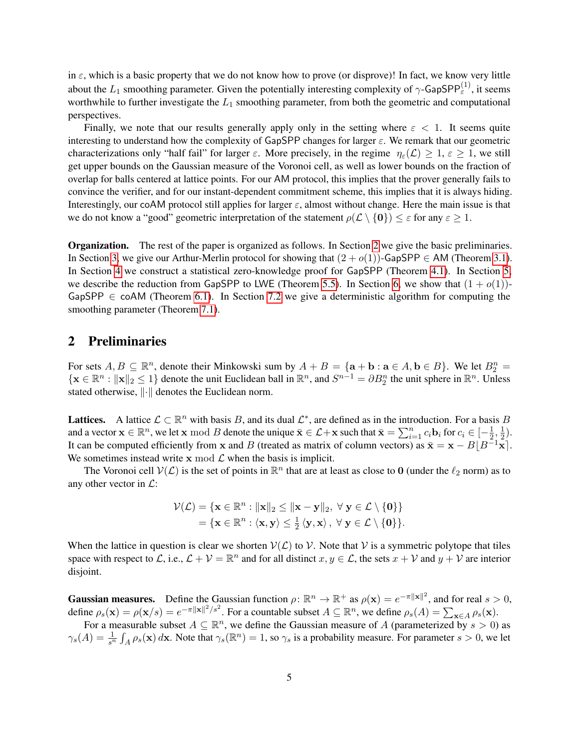in $\varepsilon$, which is a basic property that we do not know how to prove (or disprove)! In fact, we know very little about the $L_1$ smoothing parameter. Given the potentially interesting complexity of $\gamma$-$\mathsf{GapSPP}_\varepsilon^{(1)}$, it seems worthwhile to further investigate the $L_1$ smoothing parameter, from both the geometric and computational perspectives.

Finally, we note that our results generally apply only in the setting where $\varepsilon < 1$. It seems quite interesting to understand how the complexity of $\mathsf{GapSPP}$ changes for larger $\varepsilon$. We remark that our geometric characterizations only "half fail" for larger $\varepsilon$. More precisely, in the regime $\eta_\varepsilon(\mathcal{L}) \geq 1$, $\varepsilon \geq 1$, we still get upper bounds on the Gaussian measure of the Voronoi cell, as well as lower bounds on the fraction of overlap for balls centered at lattice points. For our AM protocol, this implies that the prover generally fails to convince the verifier, and for our instant-dependent commitment scheme, this implies that it is always hiding. Interestingly, our coAM protocol still applies for larger $\varepsilon$, almost without change. Here the main issue is that we do not know a "good" geometric interpretation of the statement $\rho(\mathcal{L} \setminus \{\mathbf{0}\}) \leq \varepsilon$ for any $\varepsilon \geq 1$.

**Organization.** The rest of the paper is organized as follows. In Section 2 we give the basic preliminaries. In Section 3, we give our Arthur-Merlin protocol for showing that $(2 + o(1))$-$\mathsf{GapSPP} \in \mathsf{AM}$ (Theorem 3.1). In Section 4 we construct a statistical zero-knowledge proof for $\mathsf{GapSPP}$ (Theorem 4.1). In Section 5, we describe the reduction from $\mathsf{GapSPP}$ to $\mathsf{LWE}$ (Theorem 5.5). In Section 6, we show that $(1 + o(1))$-$\mathsf{GapSPP} \in \mathsf{coAM}$ (Theorem 6.1). In Section 7.2 we give a deterministic algorithm for computing the smoothing parameter (Theorem 7.1).

## 2 Preliminaries

For sets $A, B \subseteq \mathbb{R}^n$, denote their Minkowski sum by $A + B = \{\mathbf{a} + \mathbf{b} : \mathbf{a} \in A, \mathbf{b} \in B\}$. We let $B_2^n = \{\mathbf{x} \in \mathbb{R}^n : \|\mathbf{x}\|_2 \leq 1\}$ denote the unit Euclidean ball in $\mathbb{R}^n$, and $S^{n-1} = \partial B_2^n$ the unit sphere in $\mathbb{R}^n$. Unless stated otherwise, $\|\cdot\|$ denotes the Euclidean norm.

**Lattices.** A lattice $\mathcal{L} \subset \mathbb{R}^n$ with basis $B$, and its dual $\mathcal{L}^*$, are defined as in the introduction. For a basis $B$ and a vector $\mathbf{x} \in \mathbb{R}^n$, we let $\mathbf{x} \bmod B$ denote the unique $\bar{\mathbf{x}} \in \mathcal{L} + \mathbf{x}$ such that $\bar{\mathbf{x}} = \sum_{i=1}^n c_i \mathbf{b}_i$ for $c_i \in [-\frac{1}{2}, \frac{1}{2})$. It can be computed efficiently from $\mathbf{x}$ and $B$ (treated as matrix of column vectors) as $\bar{\mathbf{x}} = \mathbf{x} - B\lfloor B^{-1}\mathbf{x} \rceil$. We sometimes instead write $\mathbf{x} \bmod \mathcal{L}$ when the basis is implicit.

The Voronoi cell $\mathcal{V}(\mathcal{L})$ is the set of points in $\mathbb{R}^n$ that are at least as close to $\mathbf{0}$ (under the $\ell_2$ norm) as to any other vector in $\mathcal{L}$:

$$
\begin{aligned}
\mathcal{V}(\mathcal{L}) &= \{\mathbf{x} \in \mathbb{R}^n : \|\mathbf{x}\|_2 \leq \|\mathbf{x} - \mathbf{y}\|_2, \ \forall \ \mathbf{y} \in \mathcal{L} \setminus \{\mathbf{0}\}\} \\
&= \{\mathbf{x} \in \mathbb{R}^n : \langle \mathbf{x}, \mathbf{y} \rangle \leq \tfrac{1}{2} \langle \mathbf{y}, \mathbf{x} \rangle, \ \forall \ \mathbf{y} \in \mathcal{L} \setminus \{\mathbf{0}\}\}.
\end{aligned}
$$

When the lattice in question is clear we shorten $\mathcal{V}(\mathcal{L})$ to $\mathcal{V}$. Note that $\mathcal{V}$ is a symmetric polytope that tiles space with respect to $\mathcal{L}$, i.e., $\mathcal{L} + \mathcal{V} = \mathbb{R}^n$ and for all distinct $x, y \in \mathcal{L}$, the sets $x + \mathcal{V}$ and $y + \mathcal{V}$ are interior disjoint.

**Gaussian measures.** Define the Gaussian function $\rho \colon \mathbb{R}^n \to \mathbb{R}^+$ as $\rho(\mathbf{x}) = e^{-\pi\|\mathbf{x}\|^2}$, and for real $s > 0$, define $\rho_s(\mathbf{x}) = \rho(\mathbf{x}/s) = e^{-\pi\|\mathbf{x}\|^2/s^2}$. For a countable subset $A \subseteq \mathbb{R}^n$, we define $\rho_s(A) = \sum_{\mathbf{x} \in A} \rho_s(\mathbf{x})$.

For a measurable subset $A \subseteq \mathbb{R}^n$, we define the Gaussian measure of $A$ (parameterized by $s > 0$) as $\gamma_s(A) = \frac{1}{s^n} \int_A \rho_s(\mathbf{x})\, d\mathbf{x}$. Note that $\gamma_s(\mathbb{R}^n) = 1$, so $\gamma_s$ is a probability measure. For parameter $s > 0$, we let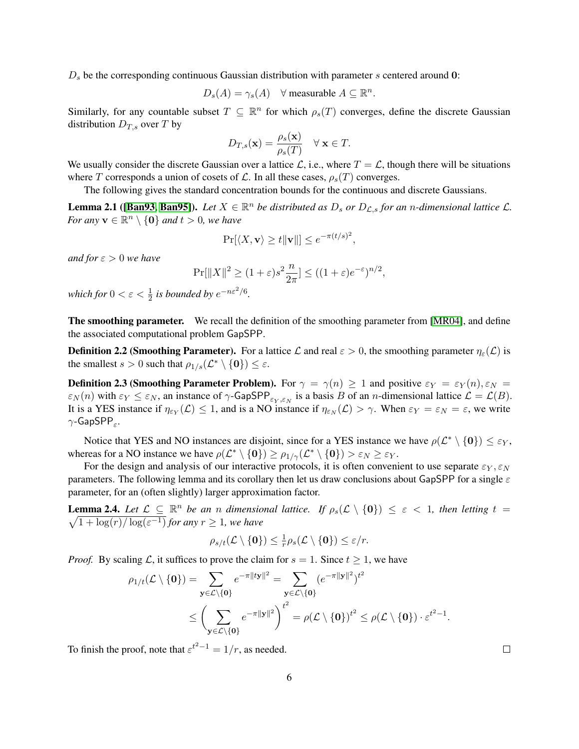$D_s$ be the corresponding continuous Gaussian distribution with parameter $s$ centered around $\mathbf{0}$:

$$D_s(A) = \gamma_s(A) \quad \forall \text{ measurable } A \subseteq \mathbb{R}^n.$$

Similarly, for any countable subset $T \subseteq \mathbb{R}^n$ for which $\rho_s(T)$ converges, define the discrete Gaussian distribution $D_{T,s}$ over $T$ by

$$D_{T,s}(\mathbf{x}) = \frac{\rho_s(\mathbf{x})}{\rho_s(T)} \quad \forall \, \mathbf{x} \in T.$$

We usually consider the discrete Gaussian over a lattice $\mathcal{L}$, i.e., where $T = \mathcal{L}$, though there will be situations where $T$ corresponds a union of cosets of $\mathcal{L}$. In all these cases, $\rho_s(T)$ converges.

The following gives the standard concentration bounds for the continuous and discrete Gaussians.

**Lemma 2.1 ([Ban93, Ban95]).** *Let $X \in \mathbb{R}^n$ be distributed as $D_s$ or $D_{\mathcal{L},s}$ for an $n$-dimensional lattice $\mathcal{L}$. For any $\mathbf{v} \in \mathbb{R}^n \setminus \{\mathbf{0}\}$ and $t > 0$, we have*

$$\Pr[\langle X, \mathbf{v}\rangle \geq t\|\mathbf{v}\|] \leq e^{-\pi(t/s)^2},$$

*and for $\varepsilon > 0$ we have*

$$\Pr[\|X\|^2 \geq (1+\varepsilon)s^2\frac{n}{2\pi}] \leq ((1+\varepsilon)e^{-\varepsilon})^{n/2},$$

*which for $0 < \varepsilon < \frac{1}{2}$ is bounded by $e^{-n\varepsilon^2/6}$.*

**The smoothing parameter.** We recall the definition of the smoothing parameter from [MR04], and define the associated computational problem GapSPP.

**Definition 2.2 (Smoothing Parameter).** For a lattice $\mathcal{L}$ and real $\varepsilon > 0$, the smoothing parameter $\eta_\varepsilon(\mathcal{L})$ is the smallest $s > 0$ such that $\rho_{1/s}(\mathcal{L}^* \setminus \{\mathbf{0}\}) \leq \varepsilon$.

**Definition 2.3 (Smoothing Parameter Problem).** For $\gamma = \gamma(n) \geq 1$ and positive $\varepsilon_Y = \varepsilon_Y(n), \varepsilon_N = \varepsilon_N(n)$ with $\varepsilon_Y \leq \varepsilon_N$, an instance of $\gamma$-$\mathsf{GapSPP}_{\varepsilon_Y,\varepsilon_N}$ is a basis $B$ of an $n$-dimensional lattice $\mathcal{L} = \mathcal{L}(B)$. It is a YES instance if $\eta_{\varepsilon_Y}(\mathcal{L}) \leq 1$, and is a NO instance if $\eta_{\varepsilon_N}(\mathcal{L}) > \gamma$. When $\varepsilon_Y = \varepsilon_N = \varepsilon$, we write $\gamma$-$\mathsf{GapSPP}_\varepsilon$.

Notice that YES and NO instances are disjoint, since for a YES instance we have $\rho(\mathcal{L}^* \setminus \{\mathbf{0}\}) \leq \varepsilon_Y$, whereas for a NO instance we have $\rho(\mathcal{L}^* \setminus \{\mathbf{0}\}) \geq \rho_{1/\gamma}(\mathcal{L}^* \setminus \{\mathbf{0}\}) > \varepsilon_N \geq \varepsilon_Y$.

For the design and analysis of our interactive protocols, it is often convenient to use separate $\varepsilon_Y, \varepsilon_N$ parameters. The following lemma and its corollary then let us draw conclusions about GapSPP for a single $\varepsilon$ parameter, for an (often slightly) larger approximation factor.

**Lemma 2.4.** *Let $\mathcal{L} \subseteq \mathbb{R}^n$ be an $n$ dimensional lattice. If $\rho_s(\mathcal{L} \setminus \{\mathbf{0}\}) \leq \varepsilon < 1$, then letting $t = \sqrt{1 + \log(r)/\log(\varepsilon^{-1})}$ for any $r \geq 1$, we have*

$$\rho_{s/t}(\mathcal{L} \setminus \{\mathbf{0}\}) \leq \tfrac{1}{r}\rho_s(\mathcal{L} \setminus \{\mathbf{0}\}) \leq \varepsilon/r.$$

*Proof.* By scaling $\mathcal{L}$, it suffices to prove the claim for $s = 1$. Since $t \geq 1$, we have

$$\begin{aligned}
\rho_{1/t}(\mathcal{L} \setminus \{\mathbf{0}\}) &= \sum_{\mathbf{y} \in \mathcal{L} \setminus \{\mathbf{0}\}} e^{-\pi\|t\mathbf{y}\|^2} = \sum_{\mathbf{y} \in \mathcal{L} \setminus \{\mathbf{0}\}} (e^{-\pi\|\mathbf{y}\|^2})^{t^2} \\
&\leq \Bigg(\sum_{\mathbf{y} \in \mathcal{L} \setminus \{\mathbf{0}\}} e^{-\pi\|\mathbf{y}\|^2}\Bigg)^{t^2} = \rho(\mathcal{L} \setminus \{\mathbf{0}\})^{t^2} \leq \rho(\mathcal{L} \setminus \{\mathbf{0}\}) \cdot \varepsilon^{t^2-1}.
\end{aligned}$$

To finish the proof, note that $\varepsilon^{t^2-1} = 1/r$, as needed. $\square$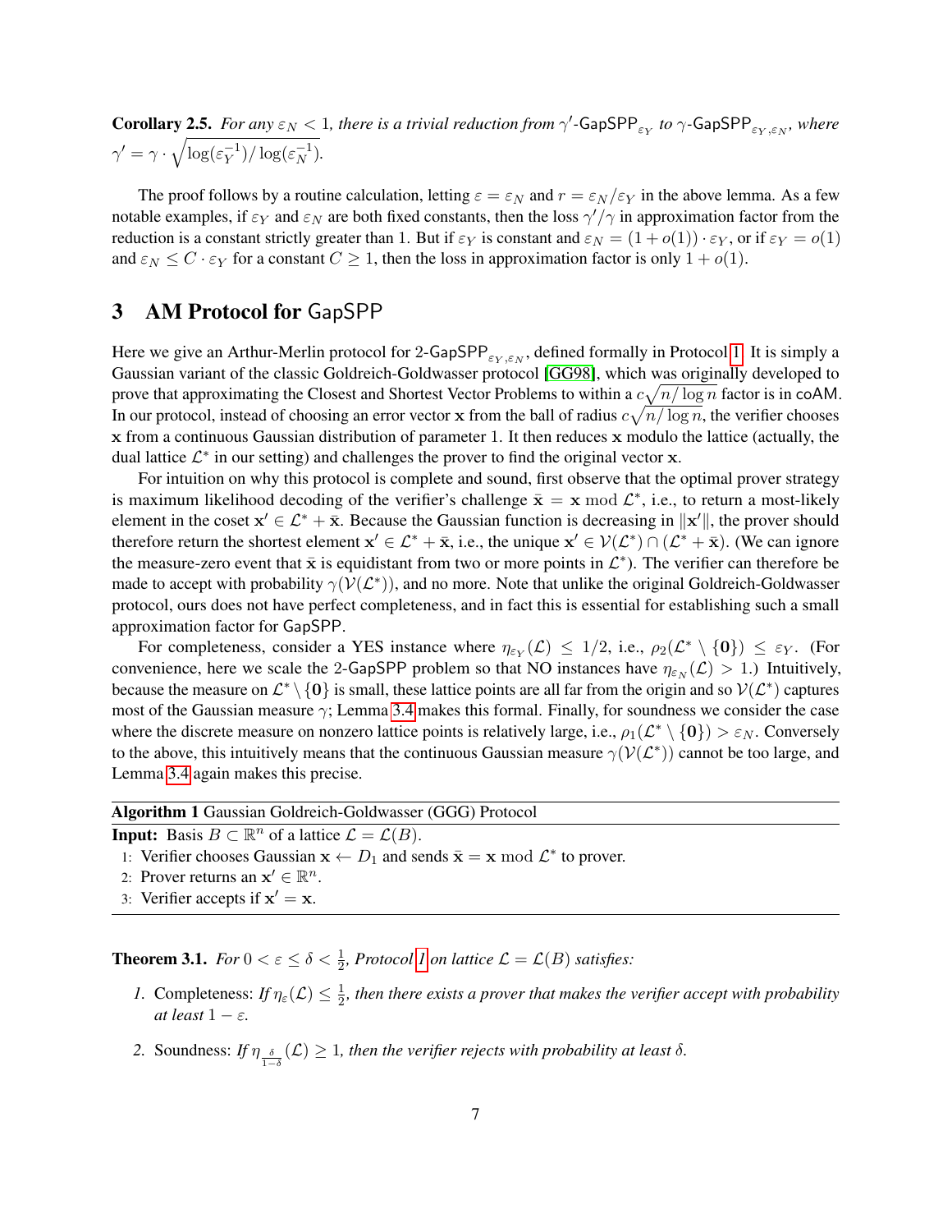**Corollary 2.5.** *For any $\varepsilon_N < 1$, there is a trivial reduction from $\gamma'$-$\mathsf{GapSPP}_{\varepsilon_Y}$ to $\gamma$-$\mathsf{GapSPP}_{\varepsilon_Y,\varepsilon_N}$, where $\gamma' = \gamma \cdot \sqrt{\log(\varepsilon_Y^{-1})/\log(\varepsilon_N^{-1})}$.*

The proof follows by a routine calculation, letting $\varepsilon = \varepsilon_N$ and $r = \varepsilon_N/\varepsilon_Y$ in the above lemma. As a few notable examples, if $\varepsilon_Y$ and $\varepsilon_N$ are both fixed constants, then the loss $\gamma'/\gamma$ in approximation factor from the reduction is a constant strictly greater than 1. But if $\varepsilon_Y$ is constant and $\varepsilon_N = (1 + o(1)) \cdot \varepsilon_Y$, or if $\varepsilon_Y = o(1)$ and $\varepsilon_N \leq C \cdot \varepsilon_Y$ for a constant $C \geq 1$, then the loss in approximation factor is only $1 + o(1)$.

# 3 AM Protocol for GapSPP

Here we give an Arthur-Merlin protocol for 2-$\mathsf{GapSPP}_{\varepsilon_Y,\varepsilon_N}$, defined formally in Protocol 1. It is simply a Gaussian variant of the classic Goldreich-Goldwasser protocol [GG98], which was originally developed to prove that approximating the Closest and Shortest Vector Problems to within a $c\sqrt{n/\log n}$ factor is in coAM. In our protocol, instead of choosing an error vector $\mathbf{x}$ from the ball of radius $c\sqrt{n/\log n}$, the verifier chooses $\mathbf{x}$ from a continuous Gaussian distribution of parameter 1. It then reduces $\mathbf{x}$ modulo the lattice (actually, the dual lattice $\mathcal{L}^*$ in our setting) and challenges the prover to find the original vector $\mathbf{x}$.

For intuition on why this protocol is complete and sound, first observe that the optimal prover strategy is maximum likelihood decoding of the verifier's challenge $\bar{\mathbf{x}} = \mathbf{x} \bmod \mathcal{L}^*$, i.e., to return a most-likely element in the coset $\mathbf{x}' \in \mathcal{L}^* + \bar{\mathbf{x}}$. Because the Gaussian function is decreasing in $\|\mathbf{x}'\|$, the prover should therefore return the shortest element $\mathbf{x}' \in \mathcal{L}^* + \bar{\mathbf{x}}$, i.e., the unique $\mathbf{x}' \in \mathcal{V}(\mathcal{L}^*) \cap (\mathcal{L}^* + \bar{\mathbf{x}})$. (We can ignore the measure-zero event that $\bar{\mathbf{x}}$ is equidistant from two or more points in $\mathcal{L}^*$). The verifier can therefore be made to accept with probability $\gamma(\mathcal{V}(\mathcal{L}^*))$, and no more. Note that unlike the original Goldreich-Goldwasser protocol, ours does not have perfect completeness, and in fact this is essential for establishing such a small approximation factor for GapSPP.

For completeness, consider a YES instance where $\eta_{\varepsilon_Y}(\mathcal{L}) \leq 1/2$, i.e., $\rho_2(\mathcal{L}^* \setminus \{\mathbf{0}\}) \leq \varepsilon_Y$. (For convenience, here we scale the 2-GapSPP problem so that NO instances have $\eta_{\varepsilon_N}(\mathcal{L}) > 1$.) Intuitively, because the measure on $\mathcal{L}^* \setminus \{\mathbf{0}\}$ is small, these lattice points are all far from the origin and so $\mathcal{V}(\mathcal{L}^*)$ captures most of the Gaussian measure $\gamma$; Lemma 3.4 makes this formal. Finally, for soundness we consider the case where the discrete measure on nonzero lattice points is relatively large, i.e., $\rho_1(\mathcal{L}^* \setminus \{\mathbf{0}\}) > \varepsilon_N$. Conversely to the above, this intuitively means that the continuous Gaussian measure $\gamma(\mathcal{V}(\mathcal{L}^*))$ cannot be too large, and Lemma 3.4 again makes this precise.

---

**Algorithm 1** Gaussian Goldreich-Goldwasser (GGG) Protocol

---

**Input:** Basis $B \subset \mathbb{R}^n$ of a lattice $\mathcal{L} = \mathcal{L}(B)$.

1: Verifier chooses Gaussian $\mathbf{x} \leftarrow D_1$ and sends $\bar{\mathbf{x}} = \mathbf{x} \bmod \mathcal{L}^*$ to prover.
2: Prover returns an $\mathbf{x}' \in \mathbb{R}^n$.
3: Verifier accepts if $\mathbf{x}' = \mathbf{x}$.

---

**Theorem 3.1.** *For $0 < \varepsilon \leq \delta < \frac{1}{2}$, Protocol 1 on lattice $\mathcal{L} = \mathcal{L}(B)$ satisfies:*

1. Completeness: *If $\eta_\varepsilon(\mathcal{L}) \leq \frac{1}{2}$, then there exists a prover that makes the verifier accept with probability at least $1 - \varepsilon$.*
2. Soundness: *If $\eta_{\frac{\delta}{1-\delta}}(\mathcal{L}) \geq 1$, then the verifier rejects with probability at least $\delta$.*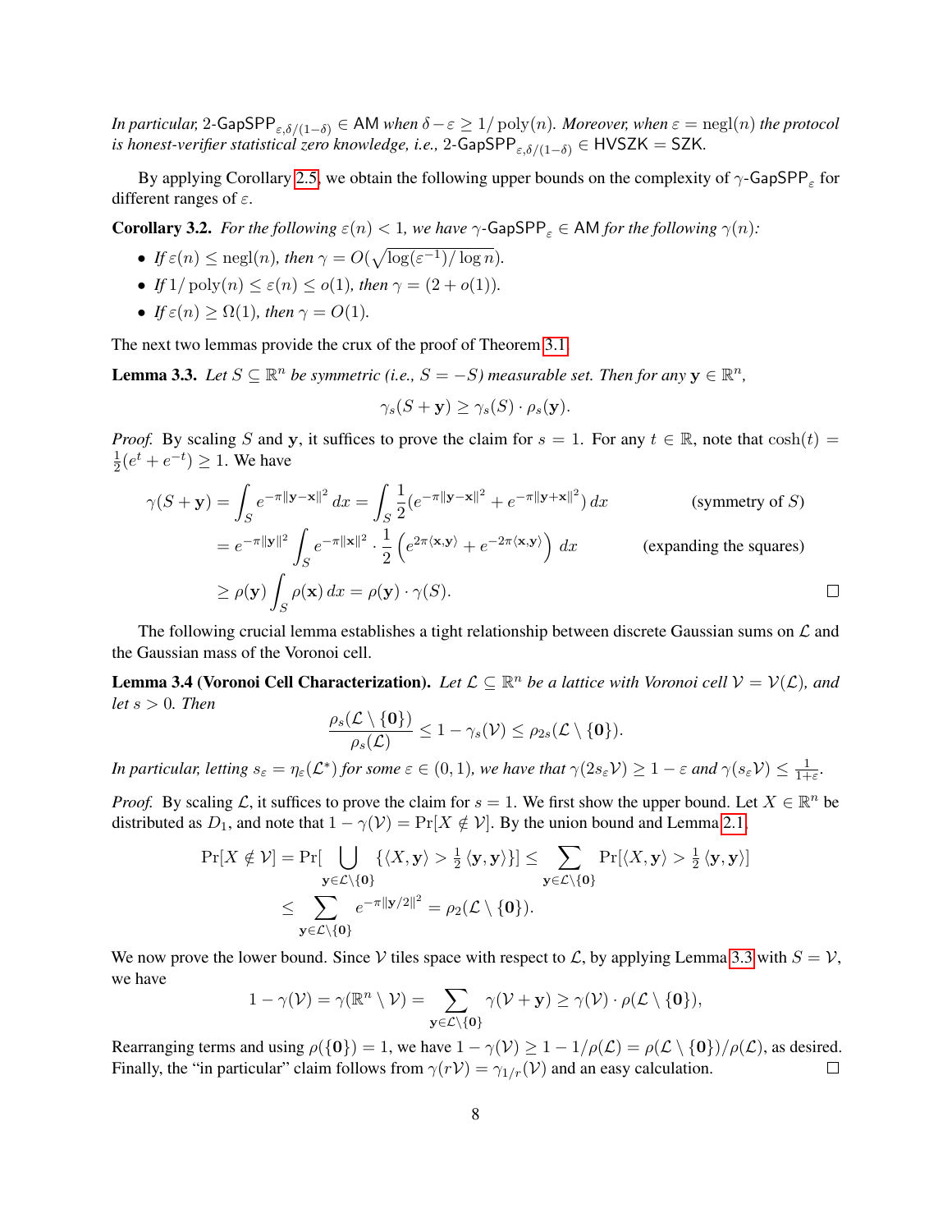*In particular,* 2-$\mathsf{GapSPP}_{\varepsilon,\delta/(1-\delta)} \in \mathsf{AM}$ *when* $\delta - \varepsilon \geq 1/\operatorname{poly}(n)$*. Moreover, when* $\varepsilon = \operatorname{negl}(n)$ *the protocol is honest-verifier statistical zero knowledge, i.e.,* 2-$\mathsf{GapSPP}_{\varepsilon,\delta/(1-\delta)} \in \mathsf{HVSZK} = \mathsf{SZK}$*.*

By applying Corollary 2.5, we obtain the following upper bounds on the complexity of $\gamma$-$\mathsf{GapSPP}_\varepsilon$ for different ranges of $\varepsilon$.

**Corollary 3.2.** *For the following* $\varepsilon(n) < 1$*, we have* $\gamma$-$\mathsf{GapSPP}_\varepsilon \in \mathsf{AM}$ *for the following* $\gamma(n)$*:*

- *If* $\varepsilon(n) \leq \operatorname{negl}(n)$*, then* $\gamma = O(\sqrt{\log(\varepsilon^{-1})/\log n})$*.*
- *If* $1/\operatorname{poly}(n) \leq \varepsilon(n) \leq o(1)$*, then* $\gamma = (2 + o(1))$*.*
- *If* $\varepsilon(n) \geq \Omega(1)$*, then* $\gamma = O(1)$*.*

The next two lemmas provide the crux of the proof of Theorem 3.1.

**Lemma 3.3.** *Let* $S \subseteq \mathbb{R}^n$ *be symmetric (i.e.,* $S = -S$*) measurable set. Then for any* $\mathbf{y} \in \mathbb{R}^n$*,*

$$\gamma_s(S + \mathbf{y}) \geq \gamma_s(S) \cdot \rho_s(\mathbf{y}).$$

*Proof.* By scaling $S$ and $\mathbf{y}$, it suffices to prove the claim for $s = 1$. For any $t \in \mathbb{R}$, note that $\cosh(t) = \frac{1}{2}(e^t + e^{-t}) \geq 1$. We have

$$\begin{aligned}
\gamma(S + \mathbf{y}) &= \int_S e^{-\pi\|\mathbf{y}-\mathbf{x}\|^2}\, dx = \int_S \frac{1}{2}(e^{-\pi\|\mathbf{y}-\mathbf{x}\|^2} + e^{-\pi\|\mathbf{y}+\mathbf{x}\|^2})\, dx && \text{(symmetry of } S\text{)} \\
&= e^{-\pi\|\mathbf{y}\|^2} \int_S e^{-\pi\|\mathbf{x}\|^2} \cdot \frac{1}{2}\left(e^{2\pi\langle \mathbf{x},\mathbf{y}\rangle} + e^{-2\pi\langle \mathbf{x},\mathbf{y}\rangle}\right)\, dx && \text{(expanding the squares)} \\
&\geq \rho(\mathbf{y}) \int_S \rho(\mathbf{x})\, dx = \rho(\mathbf{y}) \cdot \gamma(S).
\end{aligned}$$

∎

The following crucial lemma establishes a tight relationship between discrete Gaussian sums on $\mathcal{L}$ and the Gaussian mass of the Voronoi cell.

**Lemma 3.4 (Voronoi Cell Characterization).** *Let* $\mathcal{L} \subseteq \mathbb{R}^n$ *be a lattice with Voronoi cell* $\mathcal{V} = \mathcal{V}(\mathcal{L})$*, and let* $s > 0$*. Then*

$$\frac{\rho_s(\mathcal{L} \setminus \{\mathbf{0}\})}{\rho_s(\mathcal{L})} \leq 1 - \gamma_s(\mathcal{V}) \leq \rho_{2s}(\mathcal{L} \setminus \{\mathbf{0}\}).$$

*In particular, letting* $s_\varepsilon = \eta_\varepsilon(\mathcal{L}^*)$ *for some* $\varepsilon \in (0,1)$*, we have that* $\gamma(2s_\varepsilon \mathcal{V}) \geq 1 - \varepsilon$ *and* $\gamma(s_\varepsilon \mathcal{V}) \leq \frac{1}{1+\varepsilon}$*.*

*Proof.* By scaling $\mathcal{L}$, it suffices to prove the claim for $s = 1$. We first show the upper bound. Let $X \in \mathbb{R}^n$ be distributed as $D_1$, and note that $1 - \gamma(\mathcal{V}) = \Pr[X \notin \mathcal{V}]$. By the union bound and Lemma 2.1,

$$\begin{aligned}
\Pr[X \notin \mathcal{V}] = \Pr[\bigcup_{\mathbf{y} \in \mathcal{L}\setminus\{\mathbf{0}\}} \{\langle X, \mathbf{y}\rangle > \tfrac{1}{2}\langle \mathbf{y}, \mathbf{y}\rangle\}] &\leq \sum_{\mathbf{y} \in \mathcal{L}\setminus\{\mathbf{0}\}} \Pr[\langle X, \mathbf{y}\rangle > \tfrac{1}{2}\langle \mathbf{y}, \mathbf{y}\rangle] \\
&\leq \sum_{\mathbf{y} \in \mathcal{L}\setminus\{\mathbf{0}\}} e^{-\pi\|\mathbf{y}/2\|^2} = \rho_2(\mathcal{L} \setminus \{\mathbf{0}\}).
\end{aligned}$$

We now prove the lower bound. Since $\mathcal{V}$ tiles space with respect to $\mathcal{L}$, by applying Lemma 3.3 with $S = \mathcal{V}$, we have

$$1 - \gamma(\mathcal{V}) = \gamma(\mathbb{R}^n \setminus \mathcal{V}) = \sum_{\mathbf{y} \in \mathcal{L}\setminus\{\mathbf{0}\}} \gamma(\mathcal{V} + \mathbf{y}) \geq \gamma(\mathcal{V}) \cdot \rho(\mathcal{L} \setminus \{\mathbf{0}\}),$$

Rearranging terms and using $\rho(\{\mathbf{0}\}) = 1$, we have $1 - \gamma(\mathcal{V}) \geq 1 - 1/\rho(\mathcal{L}) = \rho(\mathcal{L} \setminus \{\mathbf{0}\})/\rho(\mathcal{L})$, as desired. Finally, the "in particular" claim follows from $\gamma(r\mathcal{V}) = \gamma_{1/r}(\mathcal{V})$ and an easy calculation. ∎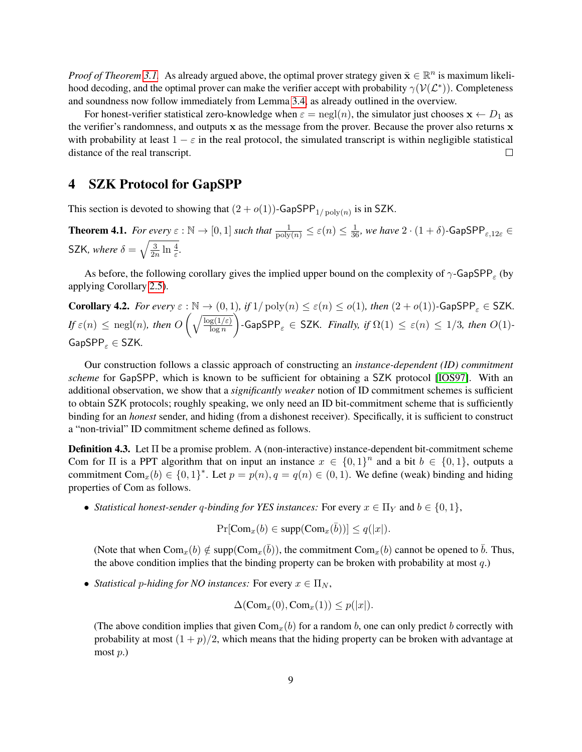*Proof of Theorem 3.1.* As already argued above, the optimal prover strategy given $\bar{\mathbf{x}} \in \mathbb{R}^n$ is maximum likelihood decoding, and the optimal prover can make the verifier accept with probability $\gamma(\mathcal{V}(\mathcal{L}^*))$. Completeness and soundness now follow immediately from Lemma 3.4, as already outlined in the overview.

For honest-verifier statistical zero-knowledge when $\varepsilon = \mathrm{negl}(n)$, the simulator just chooses $\mathbf{x} \leftarrow D_1$ as the verifier's randomness, and outputs $\mathbf{x}$ as the message from the prover. Because the prover also returns $\mathbf{x}$ with probability at least $1 - \varepsilon$ in the real protocol, the simulated transcript is within negligible statistical distance of the real transcript. □

# 4 SZK Protocol for GapSPP

This section is devoted to showing that $(2 + o(1))$-$\mathsf{GapSPP}_{1/\mathrm{poly}(n)}$ is in $\mathsf{SZK}$.

**Theorem 4.1.** *For every $\varepsilon : \mathbb{N} \to [0, 1]$ such that $\frac{1}{\mathrm{poly}(n)} \leq \varepsilon(n) \leq \frac{1}{36}$, we have $2 \cdot (1 + \delta)$-$\mathsf{GapSPP}_{\varepsilon, 12\varepsilon} \in \mathsf{SZK}$, where $\delta = \sqrt{\frac{3}{2n} \ln \frac{4}{\varepsilon}}$.*

As before, the following corollary gives the implied upper bound on the complexity of $\gamma$-$\mathsf{GapSPP}_\varepsilon$ (by applying Corollary 2.5).

**Corollary 4.2.** *For every $\varepsilon : \mathbb{N} \to (0, 1)$, if $1/\mathrm{poly}(n) \leq \varepsilon(n) \leq o(1)$, then $(2 + o(1))$-$\mathsf{GapSPP}_\varepsilon \in \mathsf{SZK}$. If $\varepsilon(n) \leq \mathrm{negl}(n)$, then $O\left(\sqrt{\frac{\log(1/\varepsilon)}{\log n}}\right)$-$\mathsf{GapSPP}_\varepsilon \in \mathsf{SZK}$. Finally, if $\Omega(1) \leq \varepsilon(n) \leq 1/3$, then $O(1)$-$\mathsf{GapSPP}_\varepsilon \in \mathsf{SZK}$.*

Our construction follows a classic approach of constructing an *instance-dependent (ID) commitment scheme* for $\mathsf{GapSPP}$, which is known to be sufficient for obtaining a $\mathsf{SZK}$ protocol [IOS97]. With an additional observation, we show that a *significantly weaker* notion of ID commitment schemes is sufficient to obtain $\mathsf{SZK}$ protocols; roughly speaking, we only need an ID bit-commitment scheme that is sufficiently binding for an *honest* sender, and hiding (from a dishonest receiver). Specifically, it is sufficient to construct a "non-trivial" ID commitment scheme defined as follows.

**Definition 4.3.** Let $\Pi$ be a promise problem. A (non-interactive) instance-dependent bit-commitment scheme Com for $\Pi$ is a PPT algorithm that on input an instance $x \in \{0,1\}^n$ and a bit $b \in \{0, 1\}$, outputs a commitment $\mathrm{Com}_x(b) \in \{0,1\}^*$. Let $p = p(n), q = q(n) \in (0, 1)$. We define (weak) binding and hiding properties of Com as follows.

- *Statistical honest-sender $q$-binding for YES instances:* For every $x \in \Pi_Y$ and $b \in \{0, 1\}$,

$$\Pr[\mathrm{Com}_x(b) \in \mathrm{supp}(\mathrm{Com}_x(\bar{b}))] \leq q(|x|).$$

  (Note that when $\mathrm{Com}_x(b) \notin \mathrm{supp}(\mathrm{Com}_x(\bar{b}))$, the commitment $\mathrm{Com}_x(b)$ cannot be opened to $\bar{b}$. Thus, the above condition implies that the binding property can be broken with probability at most $q$.)

- *Statistical $p$-hiding for NO instances:* For every $x \in \Pi_N$,

$$\Delta(\mathrm{Com}_x(0), \mathrm{Com}_x(1)) \leq p(|x|).$$

  (The above condition implies that given $\mathrm{Com}_x(b)$ for a random $b$, one can only predict $b$ correctly with probability at most $(1 + p)/2$, which means that the hiding property can be broken with advantage at most $p$.)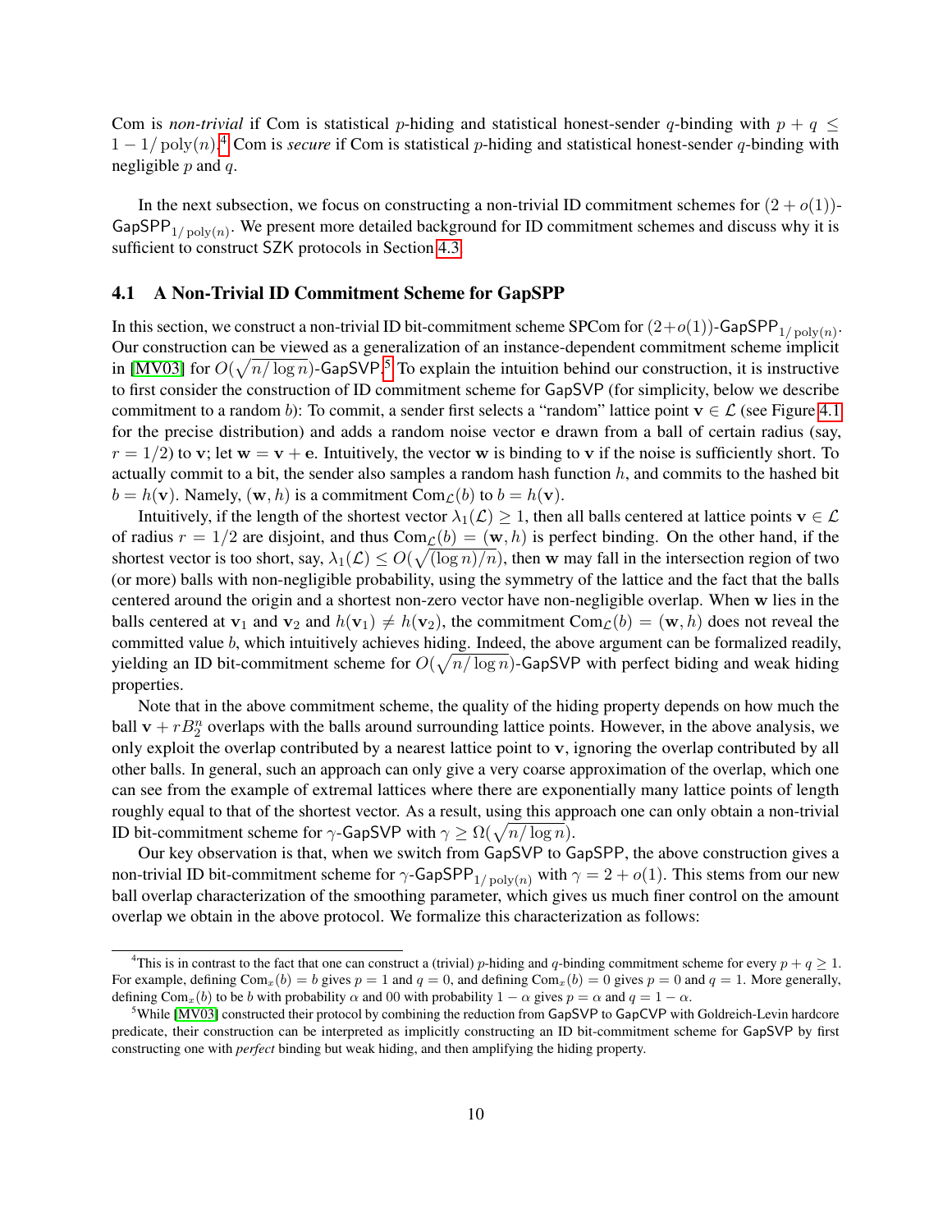Com is *non-trivial* if Com is statistical $p$-hiding and statistical honest-sender $q$-binding with $p + q \leq 1 - 1/\operatorname{poly}(n)$.[4] Com is *secure* if Com is statistical $p$-hiding and statistical honest-sender $q$-binding with negligible $p$ and $q$.

In the next subsection, we focus on constructing a non-trivial ID commitment schemes for $(2 + o(1))$-$\mathsf{GapSPP}_{1/\operatorname{poly}(n)}$. We present more detailed background for ID commitment schemes and discuss why it is sufficient to construct $\mathsf{SZK}$ protocols in Section 4.3.

## 4.1 A Non-Trivial ID Commitment Scheme for GapSPP

In this section, we construct a non-trivial ID bit-commitment scheme SPCom for $(2+o(1))$-$\mathsf{GapSPP}_{1/\operatorname{poly}(n)}$. Our construction can be viewed as a generalization of an instance-dependent commitment scheme implicit in [MV03] for $O(\sqrt{n/\log n})$-$\mathsf{GapSVP}$.[5] To explain the intuition behind our construction, it is instructive to first consider the construction of ID commitment scheme for $\mathsf{GapSVP}$ (for simplicity, below we describe commitment to a random $b$): To commit, a sender first selects a "random" lattice point $\mathbf{v} \in \mathcal{L}$ (see Figure 4.1 for the precise distribution) and adds a random noise vector $\mathbf{e}$ drawn from a ball of certain radius (say, $r = 1/2$) to $\mathbf{v}$; let $\mathbf{w} = \mathbf{v} + \mathbf{e}$. Intuitively, the vector $\mathbf{w}$ is binding to $\mathbf{v}$ if the noise is sufficiently short. To actually commit to a bit, the sender also samples a random hash function $h$, and commits to the hashed bit $b = h(\mathbf{v})$. Namely, $(\mathbf{w}, h)$ is a commitment $\mathrm{Com}_{\mathcal{L}}(b)$ to $b = h(\mathbf{v})$.

Intuitively, if the length of the shortest vector $\lambda_1(\mathcal{L}) \geq 1$, then all balls centered at lattice points $\mathbf{v} \in \mathcal{L}$ of radius $r = 1/2$ are disjoint, and thus $\mathrm{Com}_{\mathcal{L}}(b) = (\mathbf{w}, h)$ is perfect binding. On the other hand, if the shortest vector is too short, say, $\lambda_1(\mathcal{L}) \leq O(\sqrt{(\log n)/n})$, then $\mathbf{w}$ may fall in the intersection region of two (or more) balls with non-negligible probability, using the symmetry of the lattice and the fact that the balls centered around the origin and a shortest non-zero vector have non-negligible overlap. When $\mathbf{w}$ lies in the balls centered at $\mathbf{v}_1$ and $\mathbf{v}_2$ and $h(\mathbf{v}_1) \neq h(\mathbf{v}_2)$, the commitment $\mathrm{Com}_{\mathcal{L}}(b) = (\mathbf{w}, h)$ does not reveal the committed value $b$, which intuitively achieves hiding. Indeed, the above argument can be formalized readily, yielding an ID bit-commitment scheme for $O(\sqrt{n/\log n})$-$\mathsf{GapSVP}$ with perfect biding and weak hiding properties.

Note that in the above commitment scheme, the quality of the hiding property depends on how much the ball $\mathbf{v} + rB_2^n$ overlaps with the balls around surrounding lattice points. However, in the above analysis, we only exploit the overlap contributed by a nearest lattice point to $\mathbf{v}$, ignoring the overlap contributed by all other balls. In general, such an approach can only give a very coarse approximation of the overlap, which one can see from the example of extremal lattices where there are exponentially many lattice points of length roughly equal to that of the shortest vector. As a result, using this approach one can only obtain a non-trivial ID bit-commitment scheme for $\gamma$-$\mathsf{GapSVP}$ with $\gamma \geq \Omega(\sqrt{n/\log n})$.

Our key observation is that, when we switch from $\mathsf{GapSVP}$ to $\mathsf{GapSPP}$, the above construction gives a non-trivial ID bit-commitment scheme for $\gamma$-$\mathsf{GapSPP}_{1/\operatorname{poly}(n)}$ with $\gamma = 2 + o(1)$. This stems from our new ball overlap characterization of the smoothing parameter, which gives us much finer control on the amount overlap we obtain in the above protocol. We formalize this characterization as follows:

---

[4] This is in contrast to the fact that one can construct a (trivial) $p$-hiding and $q$-binding commitment scheme for every $p + q \geq 1$. For example, defining $\mathrm{Com}_x(b) = b$ gives $p = 1$ and $q = 0$, and defining $\mathrm{Com}_x(b) = 0$ gives $p = 0$ and $q = 1$. More generally, defining $\mathrm{Com}_x(b)$ to be $b$ with probability $\alpha$ and 00 with probability $1 - \alpha$ gives $p = \alpha$ and $q = 1 - \alpha$.

[5] While [MV03] constructed their protocol by combining the reduction from $\mathsf{GapSVP}$ to $\mathsf{GapCVP}$ with Goldreich-Levin hardcore predicate, their construction can be interpreted as implicitly constructing an ID bit-commitment scheme for $\mathsf{GapSVP}$ by first constructing one with *perfect* binding but weak hiding, and then amplifying the hiding property.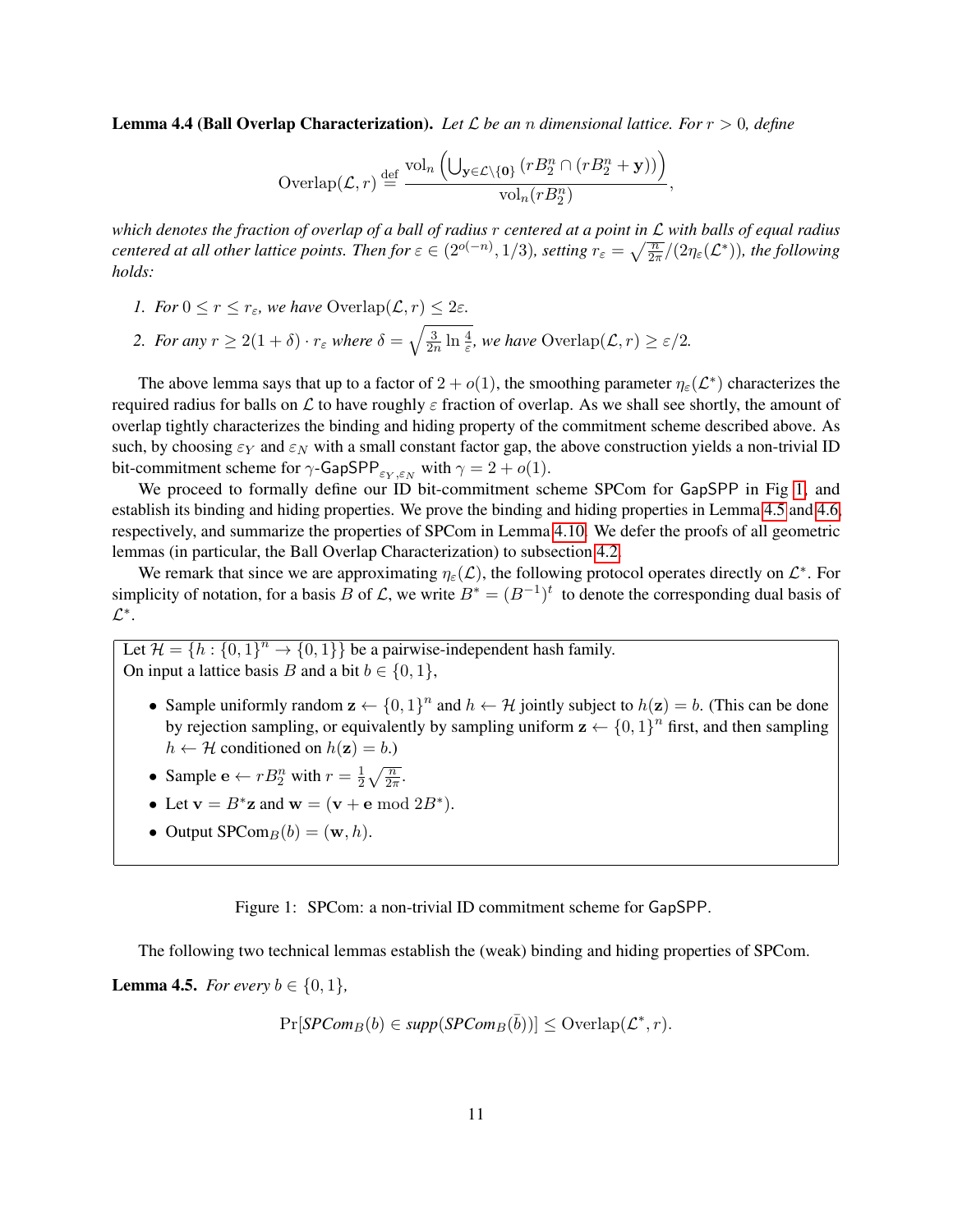**Lemma 4.4 (Ball Overlap Characterization).** *Let $\mathcal{L}$ be an $n$ dimensional lattice. For $r > 0$, define*

$$\mathrm{Overlap}(\mathcal{L}, r) \stackrel{\text{def}}{=} \frac{\mathrm{vol}_n\left(\bigcup_{\mathbf{y}\in\mathcal{L}\setminus\{\mathbf{0}\}} (rB_2^n \cap (rB_2^n + \mathbf{y}))\right)}{\mathrm{vol}_n(rB_2^n)},$$

*which denotes the fraction of overlap of a ball of radius $r$ centered at a point in $\mathcal{L}$ with balls of equal radius centered at all other lattice points. Then for $\varepsilon \in (2^{o(-n)}, 1/3)$, setting $r_\varepsilon = \sqrt{\frac{n}{2\pi}}/(2\eta_\varepsilon(\mathcal{L}^*))$, the following holds:*

1. *For $0 \le r \le r_\varepsilon$, we have $\mathrm{Overlap}(\mathcal{L}, r) \le 2\varepsilon$.*
2. *For any $r \ge 2(1+\delta)\cdot r_\varepsilon$ where $\delta = \sqrt{\frac{3}{2n}\ln\frac{4}{\varepsilon}}$, we have $\mathrm{Overlap}(\mathcal{L}, r) \ge \varepsilon/2$.*

The above lemma says that up to a factor of $2 + o(1)$, the smoothing parameter $\eta_\varepsilon(\mathcal{L}^*)$ characterizes the required radius for balls on $\mathcal{L}$ to have roughly $\varepsilon$ fraction of overlap. As we shall see shortly, the amount of overlap tightly characterizes the binding and hiding property of the commitment scheme described above. As such, by choosing $\varepsilon_Y$ and $\varepsilon_N$ with a small constant factor gap, the above construction yields a non-trivial ID bit-commitment scheme for $\gamma$-$\mathsf{GapSPP}_{\varepsilon_Y,\varepsilon_N}$ with $\gamma = 2 + o(1)$.

We proceed to formally define our ID bit-commitment scheme SPCom for $\mathsf{GapSPP}$ in Fig 1, and establish its binding and hiding properties. We prove the binding and hiding properties in Lemma 4.5 and 4.6, respectively, and summarize the properties of SPCom in Lemma 4.10. We defer the proofs of all geometric lemmas (in particular, the Ball Overlap Characterization) to subsection 4.2.

We remark that since we are approximating $\eta_\varepsilon(\mathcal{L})$, the following protocol operates directly on $\mathcal{L}^*$. For simplicity of notation, for a basis $B$ of $\mathcal{L}$, we write $B^* = (B^{-1})^t$ to denote the corresponding dual basis of $\mathcal{L}^*$.

> Let $\mathcal{H} = \{h : \{0,1\}^n \to \{0,1\}\}$ be a pairwise-independent hash family.
> On input a lattice basis $B$ and a bit $b \in \{0,1\}$,
>
> - Sample uniformly random $\mathbf{z} \leftarrow \{0,1\}^n$ and $h \leftarrow \mathcal{H}$ jointly subject to $h(\mathbf{z}) = b$. (This can be done by rejection sampling, or equivalently by sampling uniform $\mathbf{z} \leftarrow \{0,1\}^n$ first, and then sampling $h \leftarrow \mathcal{H}$ conditioned on $h(\mathbf{z}) = b$.)
> - Sample $\mathbf{e} \leftarrow rB_2^n$ with $r = \frac{1}{2}\sqrt{\frac{n}{2\pi}}$.
> - Let $\mathbf{v} = B^*\mathbf{z}$ and $\mathbf{w} = (\mathbf{v} + \mathbf{e} \bmod 2B^*)$.
> - Output $\mathrm{SPCom}_B(b) = (\mathbf{w}, h)$.

Figure 1: SPCom: a non-trivial ID commitment scheme for $\mathsf{GapSPP}$.

The following two technical lemmas establish the (weak) binding and hiding properties of SPCom.

**Lemma 4.5.** *For every $b \in \{0,1\}$,*

$$\Pr[\mathit{SPCom}_B(b) \in \mathit{supp}(\mathit{SPCom}_B(\bar{b}))] \le \mathrm{Overlap}(\mathcal{L}^*, r).$$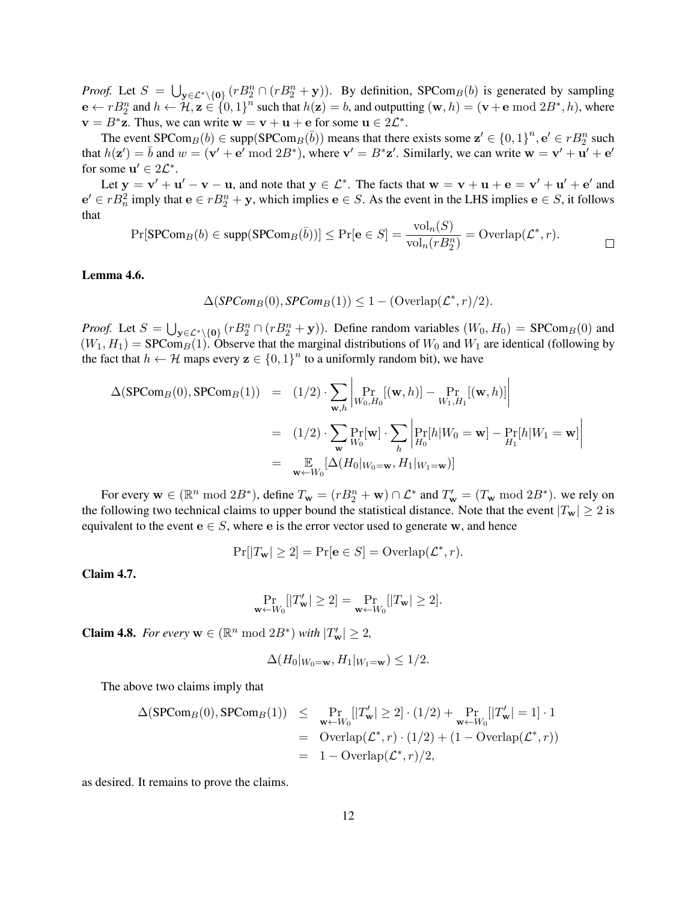*Proof.* Let $S = \bigcup_{\mathbf{y} \in \mathcal{L}^* \setminus \{\mathbf{0}\}} (rB_2^n \cap (rB_2^n + \mathbf{y}))$. By definition, $\text{SPCom}_B(b)$ is generated by sampling $\mathbf{e} \leftarrow rB_2^n$ and $h \leftarrow \mathcal{H}, \mathbf{z} \in \{0,1\}^n$ such that $h(\mathbf{z}) = b$, and outputting $(\mathbf{w}, h) = (\mathbf{v} + \mathbf{e} \bmod 2B^*, h)$, where $\mathbf{v} = B^*\mathbf{z}$. Thus, we can write $\mathbf{w} = \mathbf{v} + \mathbf{u} + \mathbf{e}$ for some $\mathbf{u} \in 2\mathcal{L}^*$.

The event $\text{SPCom}_B(b) \in \text{supp}(\text{SPCom}_B(\bar{b}))$ means that there exists some $\mathbf{z}' \in \{0,1\}^n, \mathbf{e}' \in rB_2^n$ such that $h(\mathbf{z}') = \bar{b}$ and $w = (\mathbf{v}' + \mathbf{e}' \bmod 2B^*)$, where $\mathbf{v}' = B^*\mathbf{z}'$. Similarly, we can write $\mathbf{w} = \mathbf{v}' + \mathbf{u}' + \mathbf{e}'$ for some $\mathbf{u}' \in 2\mathcal{L}^*$.

Let $\mathbf{y} = \mathbf{v}' + \mathbf{u}' - \mathbf{v} - \mathbf{u}$, and note that $\mathbf{y} \in \mathcal{L}^*$. The facts that $\mathbf{w} = \mathbf{v} + \mathbf{u} + \mathbf{e} = \mathbf{v}' + \mathbf{u}' + \mathbf{e}'$ and $\mathbf{e}' \in rB_n^2$ imply that $\mathbf{e} \in rB_2^n + \mathbf{y}$, which implies $\mathbf{e} \in S$. As the event in the LHS implies $\mathbf{e} \in S$, it follows that

$$\Pr[\text{SPCom}_B(b) \in \text{supp}(\text{SPCom}_B(\bar{b}))] \leq \Pr[\mathbf{e} \in S] = \frac{\text{vol}_n(S)}{\text{vol}_n(rB_2^n)} = \text{Overlap}(\mathcal{L}^*, r).$$

□

**Lemma 4.6.**

$$\Delta(\textit{SPCom}_B(0), \textit{SPCom}_B(1)) \leq 1 - (\text{Overlap}(\mathcal{L}^*, r)/2).$$

*Proof.* Let $S = \bigcup_{\mathbf{y} \in \mathcal{L}^* \setminus \{\mathbf{0}\}} (rB_2^n \cap (rB_2^n + \mathbf{y}))$. Define random variables $(W_0, H_0) = \text{SPCom}_B(0)$ and $(W_1, H_1) = \text{SPCom}_B(1)$. Observe that the marginal distributions of $W_0$ and $W_1$ are identical (following by the fact that $h \leftarrow \mathcal{H}$ maps every $\mathbf{z} \in \{0,1\}^n$ to a uniformly random bit), we have

$$\begin{aligned}
\Delta(\text{SPCom}_B(0), \text{SPCom}_B(1)) &= (1/2) \cdot \sum_{\mathbf{w},h} \left| \Pr_{W_0,H_0}[(\mathbf{w},h)] - \Pr_{W_1,H_1}[(\mathbf{w},h)] \right| \\
&= (1/2) \cdot \sum_{\mathbf{w}} \Pr_{W_0}[\mathbf{w}] \cdot \sum_h \left| \Pr_{H_0}[h|W_0 = \mathbf{w}] - \Pr_{H_1}[h|W_1 = \mathbf{w}] \right| \\
&= \mathop{\mathbb{E}}_{\mathbf{w} \leftarrow W_0}[\Delta(H_0|_{W_0=\mathbf{w}}, H_1|_{W_1=\mathbf{w}})]
\end{aligned}$$

For every $\mathbf{w} \in (\mathbb{R}^n \bmod 2B^*)$, define $T_{\mathbf{w}} = (rB_2^n + \mathbf{w}) \cap \mathcal{L}^*$ and $T'_{\mathbf{w}} = (T_{\mathbf{w}} \bmod 2B^*)$. we rely on the following two technical claims to upper bound the statistical distance. Note that the event $|T_{\mathbf{w}}| \geq 2$ is equivalent to the event $\mathbf{e} \in S$, where $\mathbf{e}$ is the error vector used to generate $\mathbf{w}$, and hence

$$\Pr[|T_{\mathbf{w}}| \geq 2] = \Pr[\mathbf{e} \in S] = \text{Overlap}(\mathcal{L}^*, r).$$

**Claim 4.7.**

$$\Pr_{\mathbf{w} \leftarrow W_0}[|T'_{\mathbf{w}}| \geq 2] = \Pr_{\mathbf{w} \leftarrow W_0}[|T_{\mathbf{w}}| \geq 2].$$

**Claim 4.8.** *For every* $\mathbf{w} \in (\mathbb{R}^n \bmod 2B^*)$ *with* $|T'_{\mathbf{w}}| \geq 2$*,*

$$\Delta(H_0|_{W_0=\mathbf{w}}, H_1|_{W_1=\mathbf{w}}) \leq 1/2.$$

The above two claims imply that

$$\begin{aligned}
\Delta(\text{SPCom}_B(0), \text{SPCom}_B(1)) &\leq \Pr_{\mathbf{w} \leftarrow W_0}[|T'_{\mathbf{w}}| \geq 2] \cdot (1/2) + \Pr_{\mathbf{w} \leftarrow W_0}[|T'_{\mathbf{w}}| = 1] \cdot 1 \\
&= \text{Overlap}(\mathcal{L}^*, r) \cdot (1/2) + (1 - \text{Overlap}(\mathcal{L}^*, r)) \\
&= 1 - \text{Overlap}(\mathcal{L}^*, r)/2,
\end{aligned}$$

as desired. It remains to prove the claims.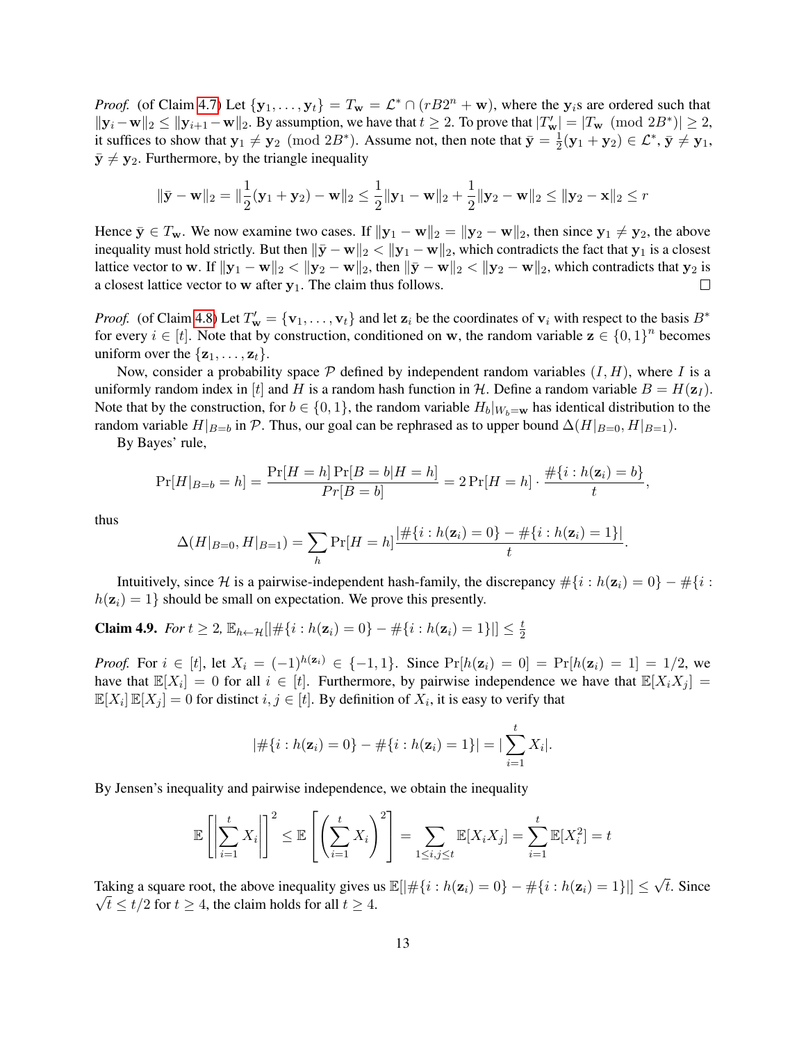*Proof.* (of Claim 4.7) Let $\{\mathbf{y}_1, \ldots, \mathbf{y}_t\} = T_\mathbf{w} = \mathcal{L}^* \cap (rB2^n + \mathbf{w})$, where the $\mathbf{y}_i$s are ordered such that $\|\mathbf{y}_i - \mathbf{w}\|_2 \leq \|\mathbf{y}_{i+1} - \mathbf{w}\|_2$. By assumption, we have that $t \geq 2$. To prove that $|T'_\mathbf{w}| = |T_\mathbf{w} \pmod{2B^*})| \geq 2$, it suffices to show that $\mathbf{y}_1 \neq \mathbf{y}_2 \pmod{2B^*}$. Assume not, then note that $\bar{\mathbf{y}} = \frac{1}{2}(\mathbf{y}_1 + \mathbf{y}_2) \in \mathcal{L}^*$, $\bar{\mathbf{y}} \neq \mathbf{y}_1$, $\bar{\mathbf{y}} \neq \mathbf{y}_2$. Furthermore, by the triangle inequality

$$\|\bar{\mathbf{y}} - \mathbf{w}\|_2 = \|\frac{1}{2}(\mathbf{y}_1 + \mathbf{y}_2) - \mathbf{w}\|_2 \leq \frac{1}{2}\|\mathbf{y}_1 - \mathbf{w}\|_2 + \frac{1}{2}\|\mathbf{y}_2 - \mathbf{w}\|_2 \leq \|\mathbf{y}_2 - \mathbf{x}\|_2 \leq r$$

Hence $\bar{\mathbf{y}} \in T_\mathbf{w}$. We now examine two cases. If $\|\mathbf{y}_1 - \mathbf{w}\|_2 = \|\mathbf{y}_2 - \mathbf{w}\|_2$, then since $\mathbf{y}_1 \neq \mathbf{y}_2$, the above inequality must hold strictly. But then $\|\bar{\mathbf{y}} - \mathbf{w}\|_2 < \|\mathbf{y}_1 - \mathbf{w}\|_2$, which contradicts the fact that $\mathbf{y}_1$ is a closest lattice vector to $\mathbf{w}$. If $\|\mathbf{y}_1 - \mathbf{w}\|_2 < \|\mathbf{y}_2 - \mathbf{w}\|_2$, then $\|\bar{\mathbf{y}} - \mathbf{w}\|_2 < \|\mathbf{y}_2 - \mathbf{w}\|_2$, which contradicts that $\mathbf{y}_2$ is a closest lattice vector to $\mathbf{w}$ after $\mathbf{y}_1$. The claim thus follows. □

*Proof.* (of Claim 4.8) Let $T'_\mathbf{w} = \{\mathbf{v}_1, \ldots, \mathbf{v}_t\}$ and let $\mathbf{z}_i$ be the coordinates of $\mathbf{v}_i$ with respect to the basis $B^*$ for every $i \in [t]$. Note that by construction, conditioned on $\mathbf{w}$, the random variable $\mathbf{z} \in \{0,1\}^n$ becomes uniform over the $\{\mathbf{z}_1, \ldots, \mathbf{z}_t\}$.

Now, consider a probability space $\mathcal{P}$ defined by independent random variables $(I, H)$, where $I$ is a uniformly random index in $[t]$ and $H$ is a random hash function in $\mathcal{H}$. Define a random variable $B = H(\mathbf{z}_I)$. Note that by the construction, for $b \in \{0,1\}$, the random variable $H_b|_{W_b = \mathbf{w}}$ has identical distribution to the random variable $H|_{B=b}$ in $\mathcal{P}$. Thus, our goal can be rephrased as to upper bound $\Delta(H|_{B=0}, H|_{B=1})$.

By Bayes' rule,

$$\Pr[H|_{B=b} = h] = \frac{\Pr[H = h]\Pr[B = b|H = h]}{Pr[B = b]} = 2\Pr[H = h] \cdot \frac{\#\{i : h(\mathbf{z}_i) = b\}}{t},$$

thus

$$\Delta(H|_{B=0}, H|_{B=1}) = \sum_h \Pr[H = h] \frac{|\#\{i : h(\mathbf{z}_i) = 0\} - \#\{i : h(\mathbf{z}_i) = 1\}|}{t}.$$

Intuitively, since $\mathcal{H}$ is a pairwise-independent hash-family, the discrepancy $\#\{i : h(\mathbf{z}_i) = 0\} - \#\{i : h(\mathbf{z}_i) = 1\}$ should be small on expectation. We prove this presently.

**Claim 4.9.** *For $t \geq 2$, $\mathbb{E}_{h \leftarrow \mathcal{H}}[|\#\{i : h(\mathbf{z}_i) = 0\} - \#\{i : h(\mathbf{z}_i) = 1\}|] \leq \frac{t}{2}$*

*Proof.* For $i \in [t]$, let $X_i = (-1)^{h(\mathbf{z}_i)} \in \{-1, 1\}$. Since $\Pr[h(\mathbf{z}_i) = 0] = \Pr[h(\mathbf{z}_i) = 1] = 1/2$, we have that $\mathbb{E}[X_i] = 0$ for all $i \in [t]$. Furthermore, by pairwise independence we have that $\mathbb{E}[X_i X_j] = \mathbb{E}[X_i]\mathbb{E}[X_j] = 0$ for distinct $i, j \in [t]$. By definition of $X_i$, it is easy to verify that

$$|\#\{i : h(\mathbf{z}_i) = 0\} - \#\{i : h(\mathbf{z}_i) = 1\}| = |\sum_{i=1}^t X_i|.$$

By Jensen's inequality and pairwise independence, we obtain the inequality

$$\mathbb{E}\left[\left|\sum_{i=1}^t X_i\right|\right]^2 \leq \mathbb{E}\left[\left(\sum_{i=1}^t X_i\right)^2\right] = \sum_{1 \leq i,j \leq t} \mathbb{E}[X_i X_j] = \sum_{i=1}^t \mathbb{E}[X_i^2] = t$$

Taking a square root, the above inequality gives us $\mathbb{E}[|\#\{i : h(\mathbf{z}_i) = 0\} - \#\{i : h(\mathbf{z}_i) = 1\}|] \leq \sqrt{t}$. Since $\sqrt{t} \leq t/2$ for $t \geq 4$, the claim holds for all $t \geq 4$.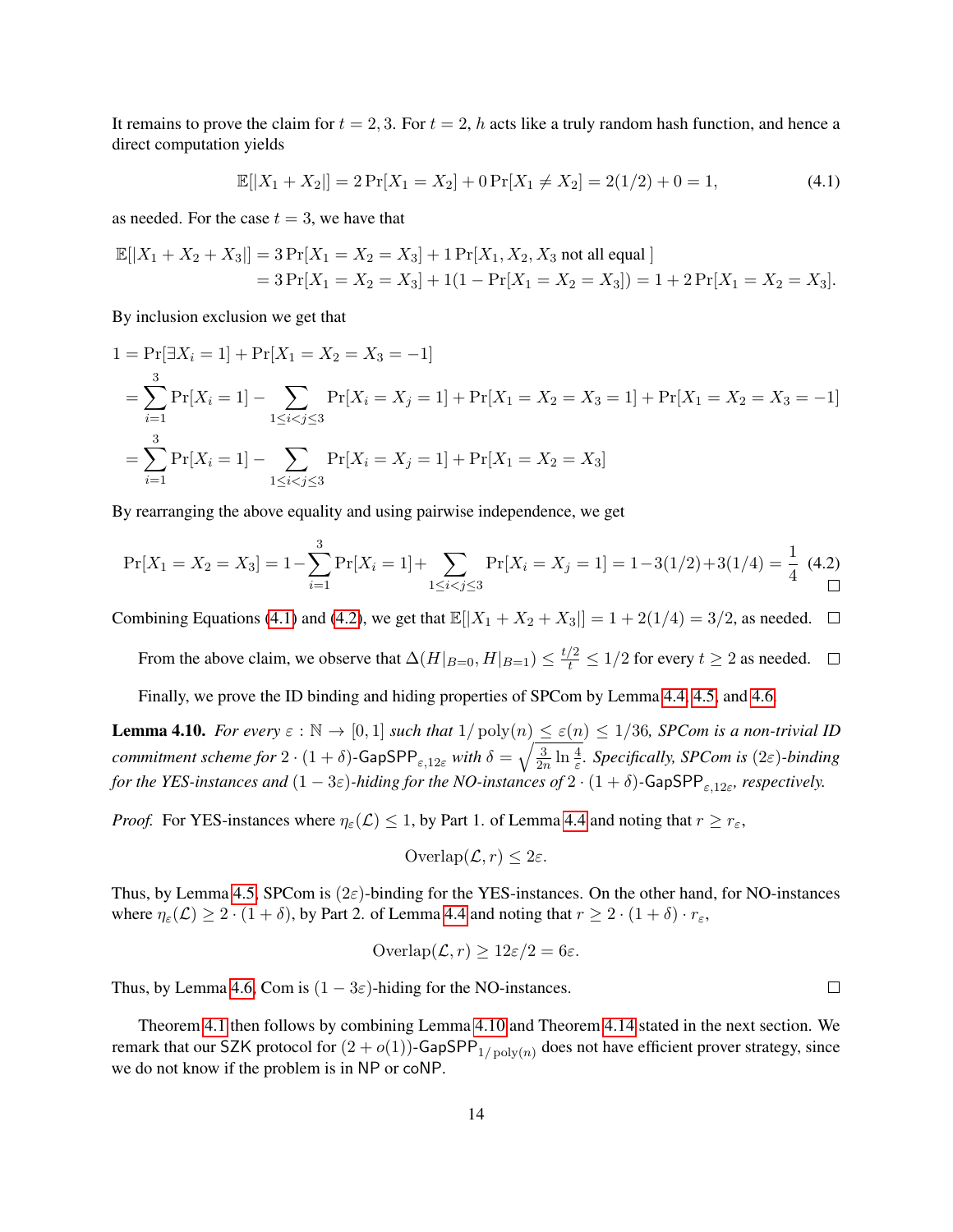It remains to prove the claim for $t = 2, 3$. For $t = 2$, $h$ acts like a truly random hash function, and hence a direct computation yields

$$\mathbb{E}[|X_1 + X_2|] = 2\Pr[X_1 = X_2] + 0\Pr[X_1 \neq X_2] = 2(1/2) + 0 = 1, \tag{4.1}$$

as needed. For the case $t = 3$, we have that

$$\begin{aligned}
\mathbb{E}[|X_1 + X_2 + X_3|] &= 3\Pr[X_1 = X_2 = X_3] + 1\Pr[X_1, X_2, X_3 \text{ not all equal }] \\
&= 3\Pr[X_1 = X_2 = X_3] + 1(1 - \Pr[X_1 = X_2 = X_3]) = 1 + 2\Pr[X_1 = X_2 = X_3].
\end{aligned}$$

By inclusion exclusion we get that

$$\begin{aligned}
1 &= \Pr[\exists X_i = 1] + \Pr[X_1 = X_2 = X_3 = -1] \\
&= \sum_{i=1}^{3} \Pr[X_i = 1] - \sum_{1 \leq i < j \leq 3} \Pr[X_i = X_j = 1] + \Pr[X_1 = X_2 = X_3 = 1] + \Pr[X_1 = X_2 = X_3 = -1] \\
&= \sum_{i=1}^{3} \Pr[X_i = 1] - \sum_{1 \leq i < j \leq 3} \Pr[X_i = X_j = 1] + \Pr[X_1 = X_2 = X_3]
\end{aligned}$$

By rearranging the above equality and using pairwise independence, we get

$$\Pr[X_1 = X_2 = X_3] = 1 - \sum_{i=1}^{3} \Pr[X_i = 1] + \sum_{1 \leq i < j \leq 3} \Pr[X_i = X_j = 1] = 1 - 3(1/2) + 3(1/4) = \frac{1}{4} \tag{4.2}$$

□

Combining Equations (4.1) and (4.2), we get that $\mathbb{E}[|X_1 + X_2 + X_3|] = 1 + 2(1/4) = 3/2$, as needed. □

From the above claim, we observe that $\Delta(H|_{B=0}, H|_{B=1}) \leq \frac{t/2}{t} \leq 1/2$ for every $t \geq 2$ as needed. □

Finally, we prove the ID binding and hiding properties of SPCom by Lemma 4.4, 4.5, and 4.6.

**Lemma 4.10.** *For every $\varepsilon : \mathbb{N} \to [0, 1]$ such that $1/\operatorname{poly}(n) \leq \varepsilon(n) \leq 1/36$, SPCom is a non-trivial ID commitment scheme for $2 \cdot (1 + \delta)$-$\mathsf{GapSPP}_{\varepsilon, 12\varepsilon}$ with $\delta = \sqrt{\frac{3}{2n} \ln \frac{4}{\varepsilon}}$. Specifically, SPCom is $(2\varepsilon)$-binding for the YES-instances and $(1 - 3\varepsilon)$-hiding for the NO-instances of $2 \cdot (1 + \delta)$-$\mathsf{GapSPP}_{\varepsilon, 12\varepsilon}$, respectively.*

*Proof.* For YES-instances where $\eta_\varepsilon(\mathcal{L}) \leq 1$, by Part 1. of Lemma 4.4 and noting that $r \geq r_\varepsilon$,

$$\operatorname{Overlap}(\mathcal{L}, r) \leq 2\varepsilon.$$

Thus, by Lemma 4.5, SPCom is $(2\varepsilon)$-binding for the YES-instances. On the other hand, for NO-instances where $\eta_\varepsilon(\mathcal{L}) \geq 2 \cdot (1 + \delta)$, by Part 2. of Lemma 4.4 and noting that $r \geq 2 \cdot (1 + \delta) \cdot r_\varepsilon$,

$$\operatorname{Overlap}(\mathcal{L}, r) \geq 12\varepsilon/2 = 6\varepsilon.$$

Thus, by Lemma 4.6, Com is $(1 - 3\varepsilon)$-hiding for the NO-instances. □

Theorem 4.1 then follows by combining Lemma 4.10 and Theorem 4.14 stated in the next section. We remark that our SZK protocol for $(2 + o(1))$-$\mathsf{GapSPP}_{1/\operatorname{poly}(n)}$ does not have efficient prover strategy, since we do not know if the problem is in NP or coNP.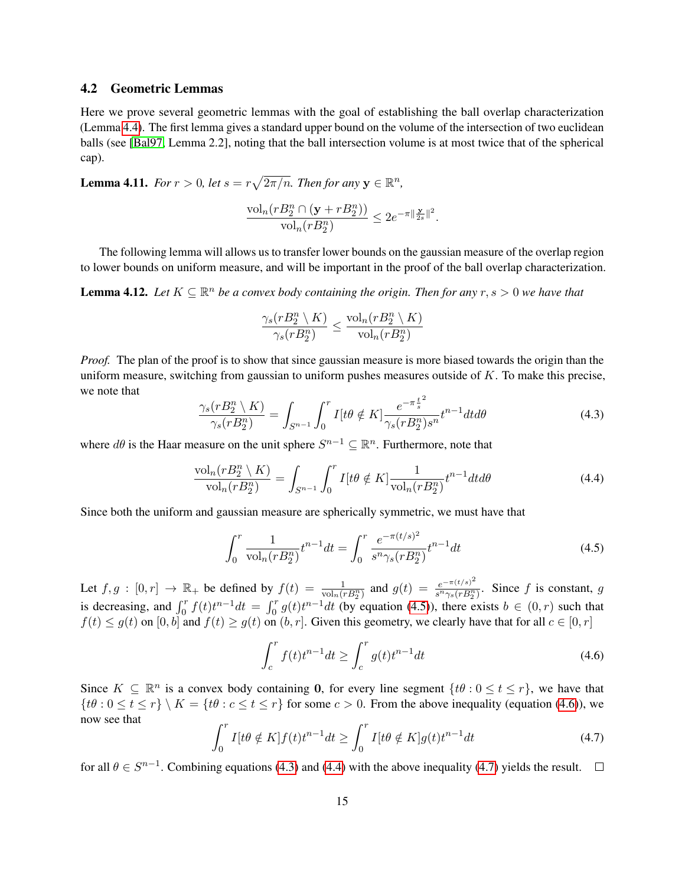### 4.2 Geometric Lemmas

Here we prove several geometric lemmas with the goal of establishing the ball overlap characterization (Lemma 4.4). The first lemma gives a standard upper bound on the volume of the intersection of two euclidean balls (see [Bal97, Lemma 2.2], noting that the ball intersection volume is at most twice that of the spherical cap).

**Lemma 4.11.** *For $r > 0$, let $s = r\sqrt{2\pi/n}$. Then for any $\mathbf{y} \in \mathbb{R}^n$,*

$$\frac{\mathrm{vol}_n(rB_2^n \cap (\mathbf{y} + rB_2^n))}{\mathrm{vol}_n(rB_2^n)} \leq 2e^{-\pi \|\frac{\mathbf{y}}{2s}\|^2}.$$

The following lemma will allows us to transfer lower bounds on the gaussian measure of the overlap region to lower bounds on uniform measure, and will be important in the proof of the ball overlap characterization.

**Lemma 4.12.** *Let $K \subseteq \mathbb{R}^n$ be a convex body containing the origin. Then for any $r, s > 0$ we have that*

$$\frac{\gamma_s(rB_2^n \setminus K)}{\gamma_s(rB_2^n)} \leq \frac{\mathrm{vol}_n(rB_2^n \setminus K)}{\mathrm{vol}_n(rB_2^n)}$$

*Proof.* The plan of the proof is to show that since gaussian measure is more biased towards the origin than the uniform measure, switching from gaussian to uniform pushes measures outside of $K$. To make this precise, we note that

$$\frac{\gamma_s(rB_2^n \setminus K)}{\gamma_s(rB_2^n)} = \int_{S^{n-1}} \int_0^r I[t\theta \notin K] \frac{e^{-\pi \frac{t}{s}^2}}{\gamma_s(rB_2^n) s^n} t^{n-1} dt d\theta \tag{4.3}$$

where $d\theta$ is the Haar measure on the unit sphere $S^{n-1} \subseteq \mathbb{R}^n$. Furthermore, note that

$$\frac{\mathrm{vol}_n(rB_2^n \setminus K)}{\mathrm{vol}_n(rB_2^n)} = \int_{S^{n-1}} \int_0^r I[t\theta \notin K] \frac{1}{\mathrm{vol}_n(rB_2^n)} t^{n-1} dt d\theta \tag{4.4}$$

Since both the uniform and gaussian measure are spherically symmetric, we must have that

$$\int_0^r \frac{1}{\mathrm{vol}_n(rB_2^n)} t^{n-1} dt = \int_0^r \frac{e^{-\pi (t/s)^2}}{s^n \gamma_s(rB_2^n)} t^{n-1} dt \tag{4.5}$$

Let $f, g : [0, r] \to \mathbb{R}_+$ be defined by $f(t) = \frac{1}{\mathrm{vol}_n(rB_2^n)}$ and $g(t) = \frac{e^{-\pi(t/s)^2}}{s^n \gamma_s(rB_2^n)}$. Since $f$ is constant, $g$ is decreasing, and $\int_0^r f(t) t^{n-1} dt = \int_0^r g(t) t^{n-1} dt$ (by equation (4.5)), there exists $b \in (0, r)$ such that $f(t) \leq g(t)$ on $[0, b]$ and $f(t) \geq g(t)$ on $(b, r]$. Given this geometry, we clearly have that for all $c \in [0, r]$

$$\int_c^r f(t) t^{n-1} dt \geq \int_c^r g(t) t^{n-1} dt \tag{4.6}$$

Since $K \subseteq \mathbb{R}^n$ is a convex body containing $\mathbf{0}$, for every line segment $\{t\theta : 0 \leq t \leq r\}$, we have that $\{t\theta : 0 \leq t \leq r\} \setminus K = \{t\theta : c \leq t \leq r\}$ for some $c > 0$. From the above inequality (equation (4.6)), we now see that

$$\int_0^r I[t\theta \notin K] f(t) t^{n-1} dt \geq \int_0^r I[t\theta \notin K] g(t) t^{n-1} dt \tag{4.7}$$

for all $\theta \in S^{n-1}$. Combining equations (4.3) and (4.4) with the above inequality (4.7) yields the result. $\square$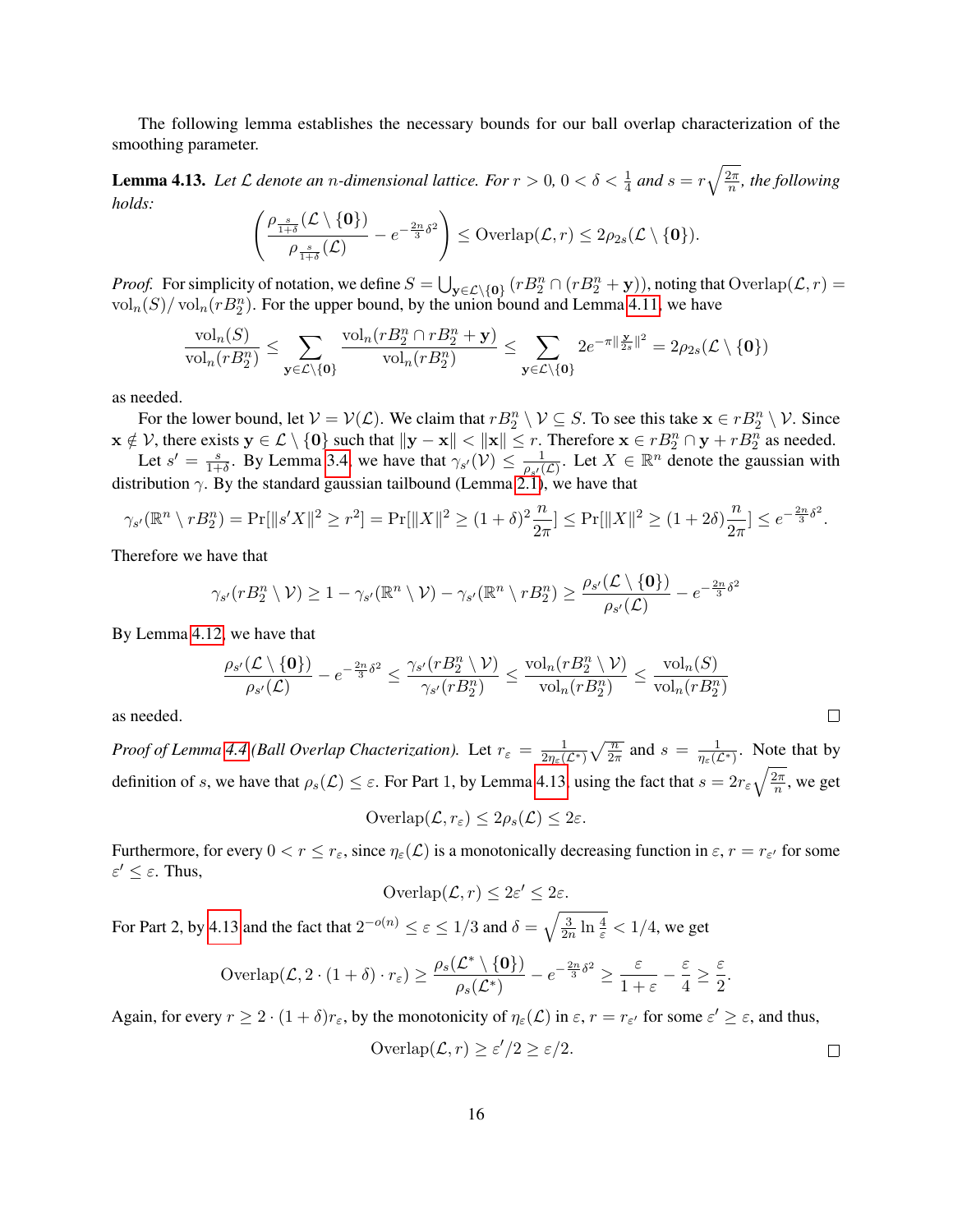The following lemma establishes the necessary bounds for our ball overlap characterization of the smoothing parameter.

**Lemma 4.13.** *Let $\mathcal{L}$ denote an $n$-dimensional lattice. For $r > 0$, $0 < \delta < \frac{1}{4}$ and $s = r\sqrt{\frac{2\pi}{n}}$, the following holds:*

$$\left(\frac{\rho_{\frac{s}{1+\delta}}(\mathcal{L} \setminus \{\mathbf{0}\})}{\rho_{\frac{s}{1+\delta}}(\mathcal{L})} - e^{-\frac{2n}{3}\delta^2}\right) \leq \mathrm{Overlap}(\mathcal{L}, r) \leq 2\rho_{2s}(\mathcal{L} \setminus \{\mathbf{0}\}).$$

*Proof.* For simplicity of notation, we define $S = \bigcup_{\mathbf{y} \in \mathcal{L}\setminus\{\mathbf{0}\}} (rB_2^n \cap (rB_2^n + \mathbf{y}))$, noting that $\mathrm{Overlap}(\mathcal{L}, r) = \mathrm{vol}_n(S)/\mathrm{vol}_n(rB_2^n)$. For the upper bound, by the union bound and Lemma 4.11, we have

$$\frac{\mathrm{vol}_n(S)}{\mathrm{vol}_n(rB_2^n)} \leq \sum_{\mathbf{y} \in \mathcal{L}\setminus\{\mathbf{0}\}} \frac{\mathrm{vol}_n(rB_2^n \cap rB_2^n + \mathbf{y})}{\mathrm{vol}_n(rB_2^n)} \leq \sum_{\mathbf{y} \in \mathcal{L}\setminus\{\mathbf{0}\}} 2e^{-\pi\|\frac{\mathbf{y}}{2s}\|^2} = 2\rho_{2s}(\mathcal{L} \setminus \{\mathbf{0}\})$$

as needed.

For the lower bound, let $\mathcal{V} = \mathcal{V}(\mathcal{L})$. We claim that $rB_2^n \setminus \mathcal{V} \subseteq S$. To see this take $\mathbf{x} \in rB_2^n \setminus \mathcal{V}$. Since $\mathbf{x} \notin \mathcal{V}$, there exists $\mathbf{y} \in \mathcal{L} \setminus \{\mathbf{0}\}$ such that $\|\mathbf{y} - \mathbf{x}\| < \|\mathbf{x}\| \leq r$. Therefore $\mathbf{x} \in rB_2^n \cap \mathbf{y} + rB_2^n$ as needed.

Let $s' = \frac{s}{1+\delta}$. By Lemma 3.4, we have that $\gamma_{s'}(\mathcal{V}) \leq \frac{1}{\rho_{s'}(\mathcal{L})}$. Let $X \in \mathbb{R}^n$ denote the gaussian with distribution $\gamma$. By the standard gaussian tailbound (Lemma 2.1), we have that

$$\gamma_{s'}(\mathbb{R}^n \setminus rB_2^n) = \Pr[\|s'X\|^2 \geq r^2] = \Pr[\|X\|^2 \geq (1+\delta)^2 \frac{n}{2\pi}] \leq \Pr[\|X\|^2 \geq (1+2\delta)\frac{n}{2\pi}] \leq e^{-\frac{2n}{3}\delta^2}.$$

Therefore we have that

$$\gamma_{s'}(rB_2^n \setminus \mathcal{V}) \geq 1 - \gamma_{s'}(\mathbb{R}^n \setminus \mathcal{V}) - \gamma_{s'}(\mathbb{R}^n \setminus rB_2^n) \geq \frac{\rho_{s'}(\mathcal{L} \setminus \{\mathbf{0}\})}{\rho_{s'}(\mathcal{L})} - e^{-\frac{2n}{3}\delta^2}$$

By Lemma 4.12, we have that

$$\frac{\rho_{s'}(\mathcal{L} \setminus \{\mathbf{0}\})}{\rho_{s'}(\mathcal{L})} - e^{-\frac{2n}{3}\delta^2} \leq \frac{\gamma_{s'}(rB_2^n \setminus \mathcal{V})}{\gamma_{s'}(rB_2^n)} \leq \frac{\mathrm{vol}_n(rB_2^n \setminus \mathcal{V})}{\mathrm{vol}_n(rB_2^n)} \leq \frac{\mathrm{vol}_n(S)}{\mathrm{vol}_n(rB_2^n)}$$

as needed. □

*Proof of Lemma 4.4 (Ball Overlap Chacterization).* Let $r_\varepsilon = \frac{1}{2\eta_\varepsilon(\mathcal{L}^*)}\sqrt{\frac{n}{2\pi}}$ and $s = \frac{1}{\eta_\varepsilon(\mathcal{L}^*)}$. Note that by definition of $s$, we have that $\rho_s(\mathcal{L}) \leq \varepsilon$. For Part 1, by Lemma 4.13, using the fact that $s = 2r_\varepsilon\sqrt{\frac{2\pi}{n}}$, we get

$$\mathrm{Overlap}(\mathcal{L}, r_\varepsilon) \leq 2\rho_s(\mathcal{L}) \leq 2\varepsilon.$$

Furthermore, for every $0 < r \leq r_\varepsilon$, since $\eta_\varepsilon(\mathcal{L})$ is a monotonically decreasing function in $\varepsilon$, $r = r_{\varepsilon'}$ for some $\varepsilon' \leq \varepsilon$. Thus,

$$\mathrm{Overlap}(\mathcal{L}, r) \leq 2\varepsilon' \leq 2\varepsilon.$$

For Part 2, by 4.13 and the fact that $2^{-o(n)} \leq \varepsilon \leq 1/3$ and $\delta = \sqrt{\frac{3}{2n}\ln\frac{4}{\varepsilon}} < 1/4$, we get

$$\mathrm{Overlap}(\mathcal{L}, 2 \cdot (1+\delta) \cdot r_\varepsilon) \geq \frac{\rho_s(\mathcal{L}^* \setminus \{\mathbf{0}\})}{\rho_s(\mathcal{L}^*)} - e^{-\frac{2n}{3}\delta^2} \geq \frac{\varepsilon}{1+\varepsilon} - \frac{\varepsilon}{4} \geq \frac{\varepsilon}{2}.$$

Again, for every $r \geq 2 \cdot (1+\delta)r_\varepsilon$, by the monotonicity of $\eta_\varepsilon(\mathcal{L})$ in $\varepsilon$, $r = r_{\varepsilon'}$ for some $\varepsilon' \geq \varepsilon$, and thus,

$$\mathrm{Overlap}(\mathcal{L}, r) \geq \varepsilon'/2 \geq \varepsilon/2.$$

□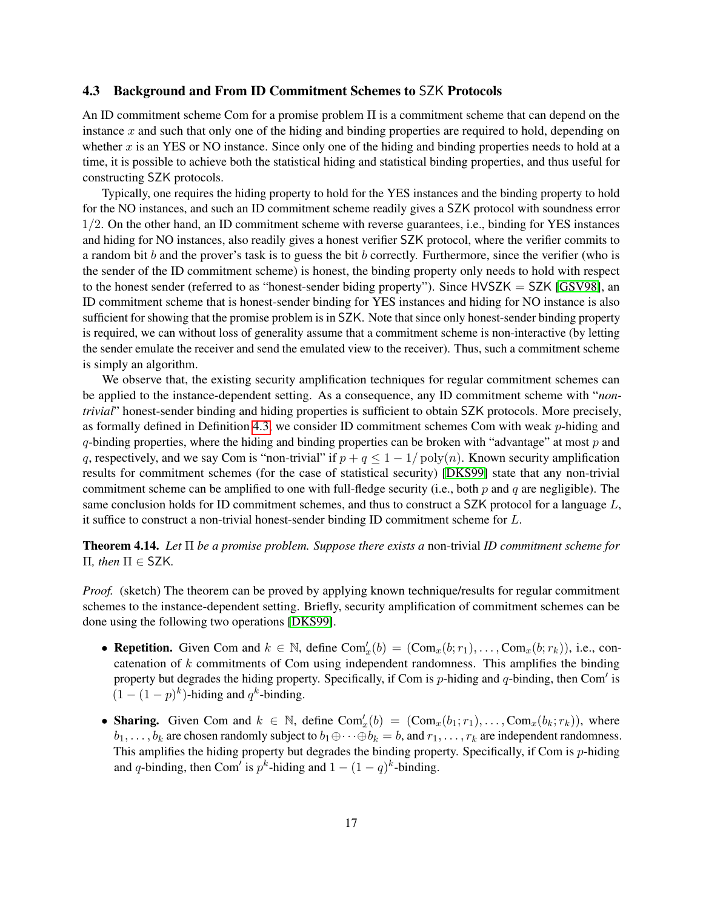### 4.3 Background and From ID Commitment Schemes to SZK Protocols

An ID commitment scheme Com for a promise problem $\Pi$ is a commitment scheme that can depend on the instance $x$ and such that only one of the hiding and binding properties are required to hold, depending on whether $x$ is an YES or NO instance. Since only one of the hiding and binding properties needs to hold at a time, it is possible to achieve both the statistical hiding and statistical binding properties, and thus useful for constructing SZK protocols.

Typically, one requires the hiding property to hold for the YES instances and the binding property to hold for the NO instances, and such an ID commitment scheme readily gives a SZK protocol with soundness error $1/2$. On the other hand, an ID commitment scheme with reverse guarantees, i.e., binding for YES instances and hiding for NO instances, also readily gives a honest verifier SZK protocol, where the verifier commits to a random bit $b$ and the prover's task is to guess the bit $b$ correctly. Furthermore, since the verifier (who is the sender of the ID commitment scheme) is honest, the binding property only needs to hold with respect to the honest sender (referred to as "honest-sender biding property"). Since HVSZK = SZK [GSV98], an ID commitment scheme that is honest-sender binding for YES instances and hiding for NO instance is also sufficient for showing that the promise problem is in SZK. Note that since only honest-sender binding property is required, we can without loss of generality assume that a commitment scheme is non-interactive (by letting the sender emulate the receiver and send the emulated view to the receiver). Thus, such a commitment scheme is simply an algorithm.

We observe that, the existing security amplification techniques for regular commitment schemes can be applied to the instance-dependent setting. As a consequence, any ID commitment scheme with "*non-trivial*" honest-sender binding and hiding properties is sufficient to obtain SZK protocols. More precisely, as formally defined in Definition 4.3, we consider ID commitment schemes Com with weak $p$-hiding and $q$-binding properties, where the hiding and binding properties can be broken with "advantage" at most $p$ and $q$, respectively, and we say Com is "non-trivial" if $p + q \leq 1 - 1/\operatorname{poly}(n)$. Known security amplification results for commitment schemes (for the case of statistical security) [DKS99] state that any non-trivial commitment scheme can be amplified to one with full-fledge security (i.e., both $p$ and $q$ are negligible). The same conclusion holds for ID commitment schemes, and thus to construct a SZK protocol for a language $L$, it suffice to construct a non-trivial honest-sender binding ID commitment scheme for $L$.

**Theorem 4.14.** *Let $\Pi$ be a promise problem. Suppose there exists a* non-trivial *ID commitment scheme for $\Pi$, then $\Pi \in$ SZK.*

*Proof.* (sketch) The theorem can be proved by applying known technique/results for regular commitment schemes to the instance-dependent setting. Briefly, security amplification of commitment schemes can be done using the following two operations [DKS99].

- **Repetition.** Given Com and $k \in \mathbb{N}$, define $\text{Com}'_x(b) = (\text{Com}_x(b; r_1), \ldots, \text{Com}_x(b; r_k))$, i.e., concatenation of $k$ commitments of Com using independent randomness. This amplifies the binding property but degrades the hiding property. Specifically, if Com is $p$-hiding and $q$-binding, then Com$'$ is $(1 - (1-p)^k)$-hiding and $q^k$-binding.
- **Sharing.** Given Com and $k \in \mathbb{N}$, define $\text{Com}'_x(b) = (\text{Com}_x(b_1; r_1), \ldots, \text{Com}_x(b_k; r_k))$, where $b_1, \ldots, b_k$ are chosen randomly subject to $b_1 \oplus \cdots \oplus b_k = b$, and $r_1, \ldots, r_k$ are independent randomness. This amplifies the hiding property but degrades the binding property. Specifically, if Com is $p$-hiding and $q$-binding, then Com$'$ is $p^k$-hiding and $1 - (1-q)^k$-binding.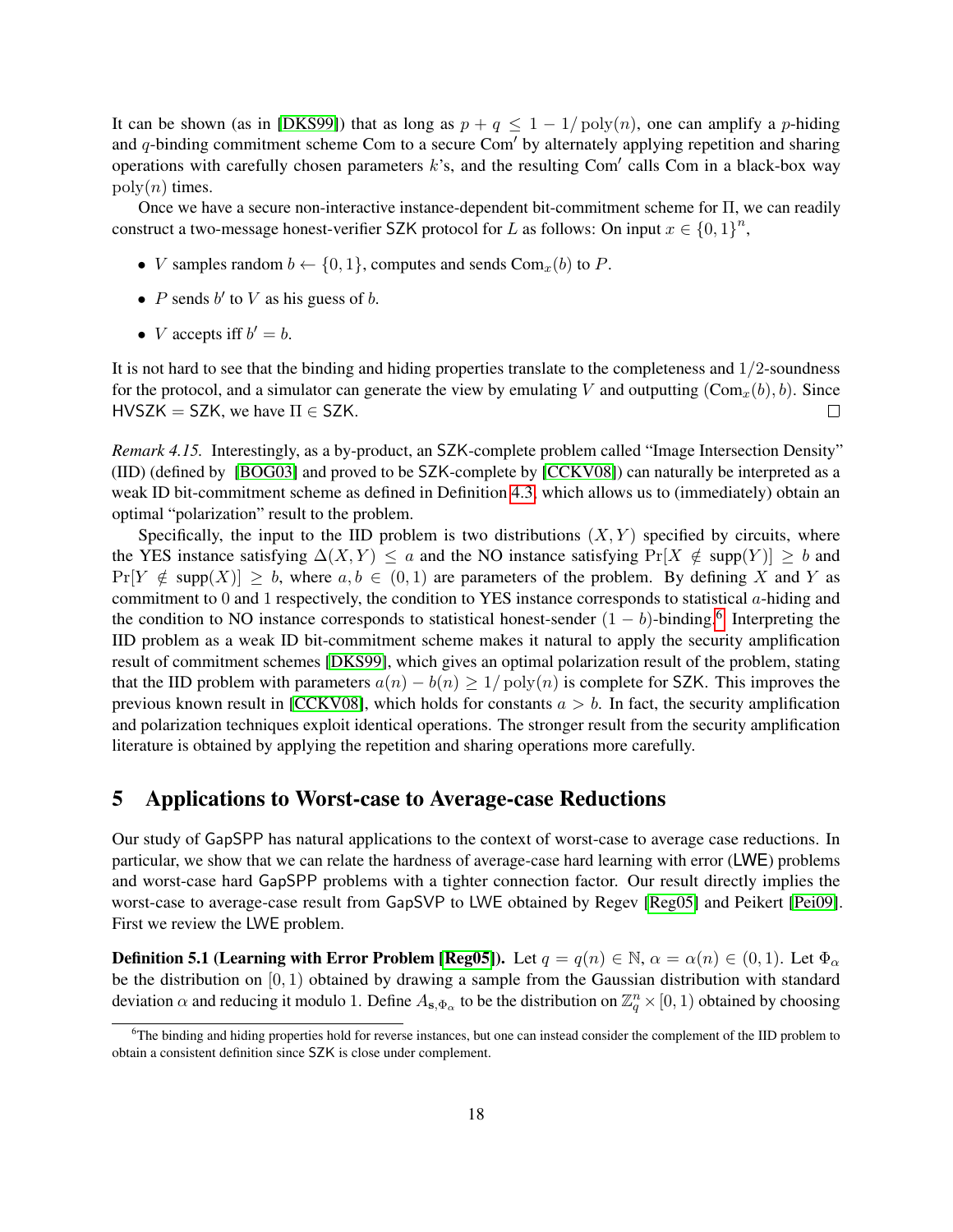It can be shown (as in [DKS99]) that as long as $p + q \leq 1 - 1/\operatorname{poly}(n)$, one can amplify a $p$-hiding and $q$-binding commitment scheme Com to a secure Com$'$ by alternately applying repetition and sharing operations with carefully chosen parameters $k$'s, and the resulting Com$'$ calls Com in a black-box way $\operatorname{poly}(n)$ times.

Once we have a secure non-interactive instance-dependent bit-commitment scheme for $\Pi$, we can readily construct a two-message honest-verifier SZK protocol for $L$ as follows: On input $x \in \{0,1\}^n$,

- $V$ samples random $b \leftarrow \{0,1\}$, computes and sends $\text{Com}_x(b)$ to $P$.
- $P$ sends $b'$ to $V$ as his guess of $b$.
- $V$ accepts iff $b' = b$.

It is not hard to see that the binding and hiding properties translate to the completeness and $1/2$-soundness for the protocol, and a simulator can generate the view by emulating $V$ and outputting $(\text{Com}_x(b), b)$. Since HVSZK = SZK, we have $\Pi \in$ SZK. □

*Remark 4.15.* Interestingly, as a by-product, an SZK-complete problem called "Image Intersection Density" (IID) (defined by [BOG03] and proved to be SZK-complete by [CCKV08]) can naturally be interpreted as a weak ID bit-commitment scheme as defined in Definition 4.3, which allows us to (immediately) obtain an optimal "polarization" result to the problem.

Specifically, the input to the IID problem is two distributions $(X, Y)$ specified by circuits, where the YES instance satisfying $\Delta(X,Y) \leq a$ and the NO instance satisfying $\Pr[X \notin \operatorname{supp}(Y)] \geq b$ and $\Pr[Y \notin \operatorname{supp}(X)] \geq b$, where $a, b \in (0,1)$ are parameters of the problem. By defining $X$ and $Y$ as commitment to 0 and 1 respectively, the condition to YES instance corresponds to statistical $a$-hiding and the condition to NO instance corresponds to statistical honest-sender $(1-b)$-binding.[6] Interpreting the IID problem as a weak ID bit-commitment scheme makes it natural to apply the security amplification result of commitment schemes [DKS99], which gives an optimal polarization result of the problem, stating that the IID problem with parameters $a(n) - b(n) \geq 1/\operatorname{poly}(n)$ is complete for SZK. This improves the previous known result in [CCKV08], which holds for constants $a > b$. In fact, the security amplification and polarization techniques exploit identical operations. The stronger result from the security amplification literature is obtained by applying the repetition and sharing operations more carefully.

## 5 Applications to Worst-case to Average-case Reductions

Our study of GapSPP has natural applications to the context of worst-case to average case reductions. In particular, we show that we can relate the hardness of average-case hard learning with error (LWE) problems and worst-case hard GapSPP problems with a tighter connection factor. Our result directly implies the worst-case to average-case result from GapSVP to LWE obtained by Regev [Reg05] and Peikert [Pei09]. First we review the LWE problem.

**Definition 5.1 (Learning with Error Problem [Reg05]).** Let $q = q(n) \in \mathbb{N}$, $\alpha = \alpha(n) \in (0,1)$. Let $\Phi_\alpha$ be the distribution on $[0,1)$ obtained by drawing a sample from the Gaussian distribution with standard deviation $\alpha$ and reducing it modulo 1. Define $A_{\mathbf{s},\Phi_\alpha}$ to be the distribution on $\mathbb{Z}_q^n \times [0,1)$ obtained by choosing

[6] The binding and hiding properties hold for reverse instances, but one can instead consider the complement of the IID problem to obtain a consistent definition since SZK is close under complement.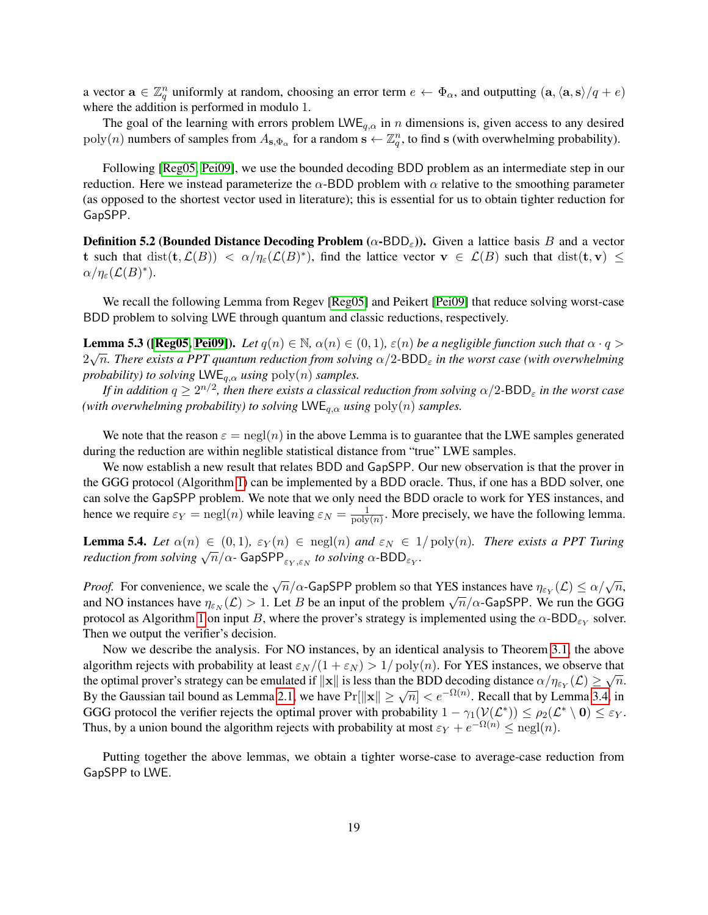a vector $\mathbf{a} \in \mathbb{Z}_q^n$ uniformly at random, choosing an error term $e \leftarrow \Phi_\alpha$, and outputting $(\mathbf{a}, \langle \mathbf{a}, \mathbf{s} \rangle / q + e)$ where the addition is performed in modulo 1.

The goal of the learning with errors problem $\mathsf{LWE}_{q,\alpha}$ in $n$ dimensions is, given access to any desired $\mathrm{poly}(n)$ numbers of samples from $A_{\mathbf{s},\Phi_\alpha}$ for a random $\mathbf{s} \leftarrow \mathbb{Z}_q^n$, to find $\mathbf{s}$ (with overwhelming probability).

Following [Reg05, Pei09], we use the bounded decoding BDD problem as an intermediate step in our reduction. Here we instead parameterize the $\alpha$-BDD problem with $\alpha$ relative to the smoothing parameter (as opposed to the shortest vector used in literature); this is essential for us to obtain tighter reduction for GapSPP.

**Definition 5.2 (Bounded Distance Decoding Problem ($\alpha$-$\mathsf{BDD}_\varepsilon$)).** Given a lattice basis $B$ and a vector $\mathbf{t}$ such that $\mathrm{dist}(\mathbf{t}, \mathcal{L}(B)) < \alpha / \eta_\varepsilon(\mathcal{L}(B)^*)$, find the lattice vector $\mathbf{v} \in \mathcal{L}(B)$ such that $\mathrm{dist}(\mathbf{t}, \mathbf{v}) \leq \alpha / \eta_\varepsilon(\mathcal{L}(B)^*)$.

We recall the following Lemma from Regev [Reg05] and Peikert [Pei09] that reduce solving worst-case BDD problem to solving LWE through quantum and classic reductions, respectively.

**Lemma 5.3 ([Reg05, Pei09]).** *Let $q(n) \in \mathbb{N}$, $\alpha(n) \in (0,1)$, $\varepsilon(n)$ be a negligible function such that $\alpha \cdot q > 2\sqrt{n}$. There exists a PPT quantum reduction from solving $\alpha/2$-$\mathsf{BDD}_\varepsilon$ in the worst case (with overwhelming probability) to solving $\mathsf{LWE}_{q,\alpha}$ using $\mathrm{poly}(n)$ samples.*

*If in addition $q \geq 2^{n/2}$, then there exists a classical reduction from solving $\alpha/2$-$\mathsf{BDD}_\varepsilon$ in the worst case (with overwhelming probability) to solving $\mathsf{LWE}_{q,\alpha}$ using $\mathrm{poly}(n)$ samples.*

We note that the reason $\varepsilon = \mathrm{negl}(n)$ in the above Lemma is to guarantee that the LWE samples generated during the reduction are within neglible statistical distance from "true" LWE samples.

We now establish a new result that relates BDD and GapSPP. Our new observation is that the prover in the GGG protocol (Algorithm 1) can be implemented by a BDD oracle. Thus, if one has a BDD solver, one can solve the GapSPP problem. We note that we only need the BDD oracle to work for YES instances, and hence we require $\varepsilon_Y = \mathrm{negl}(n)$ while leaving $\varepsilon_N = \frac{1}{\mathrm{poly}(n)}$. More precisely, we have the following lemma.

**Lemma 5.4.** *Let $\alpha(n) \in (0,1)$, $\varepsilon_Y(n) \in \mathrm{negl}(n)$ and $\varepsilon_N \in 1/\mathrm{poly}(n)$. There exists a PPT Turing reduction from solving $\sqrt{n}/\alpha$- $\mathsf{GapSPP}_{\varepsilon_Y,\varepsilon_N}$ to solving $\alpha$-$\mathsf{BDD}_{\varepsilon_Y}$.*

*Proof.* For convenience, we scale the $\sqrt{n}/\alpha$-GapSPP problem so that YES instances have $\eta_{\varepsilon_Y}(\mathcal{L}) \leq \alpha/\sqrt{n}$, and NO instances have $\eta_{\varepsilon_N}(\mathcal{L}) > 1$. Let $B$ be an input of the problem $\sqrt{n}/\alpha$-GapSPP. We run the GGG protocol as Algorithm 1 on input $B$, where the prover's strategy is implemented using the $\alpha$-$\mathsf{BDD}_{\varepsilon_Y}$ solver. Then we output the verifier's decision.

Now we describe the analysis. For NO instances, by an identical analysis to Theorem 3.1, the above algorithm rejects with probability at least $\varepsilon_N/(1+\varepsilon_N) > 1/\mathrm{poly}(n)$. For YES instances, we observe that the optimal prover's strategy can be emulated if $\|\mathbf{x}\|$ is less than the BDD decoding distance $\alpha/\eta_{\varepsilon_Y}(\mathcal{L}) \geq \sqrt{n}$. By the Gaussian tail bound as Lemma 2.1, we have $\Pr[\|\mathbf{x}\| \geq \sqrt{n}] < e^{-\Omega(n)}$. Recall that by Lemma 3.4, in GGG protocol the verifier rejects the optimal prover with probability $1 - \gamma_1(\mathcal{V}(\mathcal{L}^*)) \leq \rho_2(\mathcal{L}^* \setminus \mathbf{0}) \leq \varepsilon_Y$. Thus, by a union bound the algorithm rejects with probability at most $\varepsilon_Y + e^{-\Omega(n)} \leq \mathrm{negl}(n)$.

Putting together the above lemmas, we obtain a tighter worse-case to average-case reduction from GapSPP to LWE.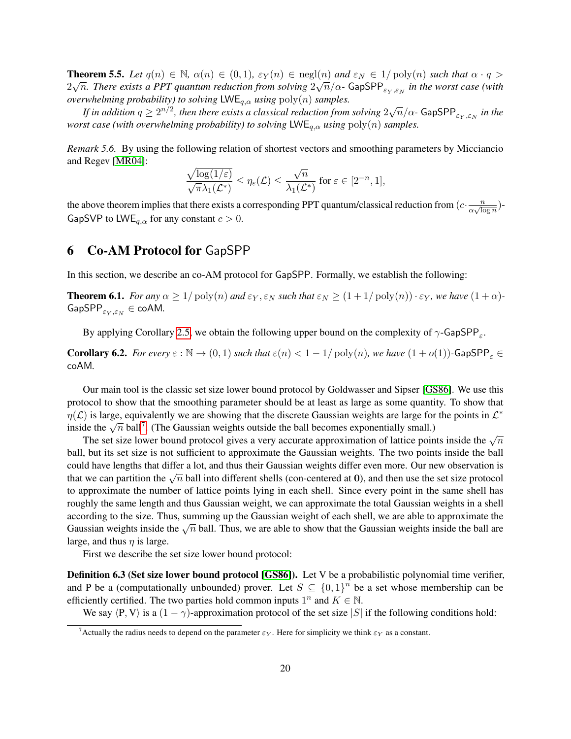**Theorem 5.5.** *Let $q(n) \in \mathbb{N}$, $\alpha(n) \in (0,1)$, $\varepsilon_Y(n) \in \text{negl}(n)$ and $\varepsilon_N \in 1/\text{poly}(n)$ such that $\alpha \cdot q > 2\sqrt{n}$. There exists a PPT quantum reduction from solving $2\sqrt{n}/\alpha$- $\mathsf{GapSPP}_{\varepsilon_Y,\varepsilon_N}$ in the worst case (with overwhelming probability) to solving $\mathsf{LWE}_{q,\alpha}$ using $\text{poly}(n)$ samples.*

*If in addition $q \geq 2^{n/2}$, then there exists a classical reduction from solving $2\sqrt{n}/\alpha$- $\mathsf{GapSPP}_{\varepsilon_Y,\varepsilon_N}$ in the worst case (with overwhelming probability) to solving $\mathsf{LWE}_{q,\alpha}$ using $\text{poly}(n)$ samples.*

*Remark 5.6.* By using the following relation of shortest vectors and smoothing parameters by Micciancio and Regev [MR04]:

$$\frac{\sqrt{\log(1/\varepsilon)}}{\sqrt{\pi}\lambda_1(\mathcal{L}^*)} \leq \eta_\varepsilon(\mathcal{L}) \leq \frac{\sqrt{n}}{\lambda_1(\mathcal{L}^*)} \text{ for } \varepsilon \in [2^{-n}, 1],$$

the above theorem implies that there exists a corresponding PPT quantum/classical reduction from $(c \cdot \frac{n}{\alpha\sqrt{\log n}})$-$\mathsf{GapSVP}$ to $\mathsf{LWE}_{q,\alpha}$ for any constant $c > 0$.

# 6 Co-AM Protocol for GapSPP

In this section, we describe an co-AM protocol for $\mathsf{GapSPP}$. Formally, we establish the following:

**Theorem 6.1.** *For any $\alpha \geq 1/\text{poly}(n)$ and $\varepsilon_Y, \varepsilon_N$ such that $\varepsilon_N \geq (1 + 1/\text{poly}(n)) \cdot \varepsilon_Y$, we have $(1+\alpha)$-$\mathsf{GapSPP}_{\varepsilon_Y,\varepsilon_N} \in \mathsf{coAM}$.*

By applying Corollary 2.5, we obtain the following upper bound on the complexity of $\gamma$-$\mathsf{GapSPP}_\varepsilon$.

**Corollary 6.2.** *For every $\varepsilon : \mathbb{N} \to (0,1)$ such that $\varepsilon(n) < 1 - 1/\text{poly}(n)$, we have $(1 + o(1))$-$\mathsf{GapSPP}_\varepsilon \in \mathsf{coAM}$.*

Our main tool is the classic set size lower bound protocol by Goldwasser and Sipser [GS86]. We use this protocol to show that the smoothing parameter should be at least as large as some quantity. To show that $\eta(\mathcal{L})$ is large, equivalently we are showing that the discrete Gaussian weights are large for the points in $\mathcal{L}^*$ inside the $\sqrt{n}$ ball[7]. (The Gaussian weights outside the ball becomes exponentially small.)

The set size lower bound protocol gives a very accurate approximation of lattice points inside the $\sqrt{n}$ ball, but its set size is not sufficient to approximate the Gaussian weights. The two points inside the ball could have lengths that differ a lot, and thus their Gaussian weights differ even more. Our new observation is that we can partition the $\sqrt{n}$ ball into different shells (con-centered at $\mathbf{0}$), and then use the set size protocol to approximate the number of lattice points lying in each shell. Since every point in the same shell has roughly the same length and thus Gaussian weight, we can approximate the total Gaussian weights in a shell according to the size. Thus, summing up the Gaussian weight of each shell, we are able to approximate the Gaussian weights inside the $\sqrt{n}$ ball. Thus, we are able to show that the Gaussian weights inside the ball are large, and thus $\eta$ is large.

First we describe the set size lower bound protocol:

**Definition 6.3 (Set size lower bound protocol [GS86]).** Let V be a probabilistic polynomial time verifier, and P be a (computationally unbounded) prover. Let $S \subseteq \{0,1\}^n$ be a set whose membership can be efficiently certified. The two parties hold common inputs $1^n$ and $K \in \mathbb{N}$.

We say $\langle \text{P}, \text{V} \rangle$ is a $(1-\gamma)$-approximation protocol of the set size $|S|$ if the following conditions hold:

[7] Actually the radius needs to depend on the parameter $\varepsilon_Y$. Here for simplicity we think $\varepsilon_Y$ as a constant.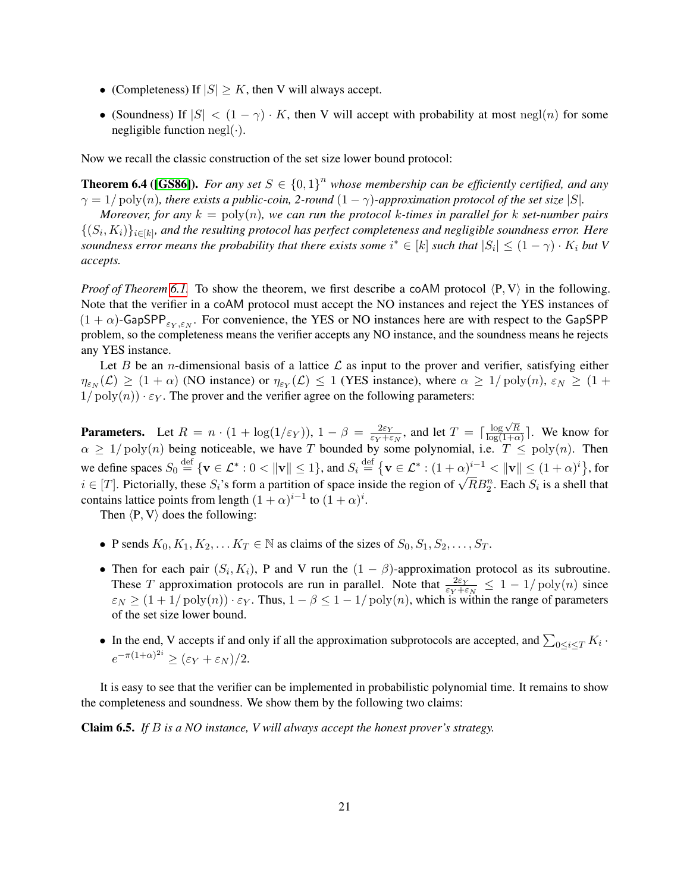- (Completeness) If $|S| \geq K$, then V will always accept.
- (Soundness) If $|S| < (1-\gamma) \cdot K$, then V will accept with probability at most $\mathrm{negl}(n)$ for some negligible function $\mathrm{negl}(\cdot)$.

Now we recall the classic construction of the set size lower bound protocol:

**Theorem 6.4 ([GS86]).** *For any set $S \in \{0,1\}^n$ whose membership can be efficiently certified, and any $\gamma = 1/\mathrm{poly}(n)$, there exists a public-coin, 2-round $(1-\gamma)$-approximation protocol of the set size $|S|$.*

*Moreover, for any $k = \mathrm{poly}(n)$, we can run the protocol $k$-times in parallel for $k$ set-number pairs $\{(S_i, K_i)\}_{i \in [k]}$, and the resulting protocol has perfect completeness and negligible soundness error. Here soundness error means the probability that there exists some $i^* \in [k]$ such that $|S_i| \leq (1-\gamma) \cdot K_i$ but V accepts.*

*Proof of Theorem 6.1.* To show the theorem, we first describe a coAM protocol $\langle \mathrm{P}, \mathrm{V} \rangle$ in the following. Note that the verifier in a coAM protocol must accept the NO instances and reject the YES instances of $(1+\alpha)$-$\mathsf{GapSPP}_{\varepsilon_Y, \varepsilon_N}$. For convenience, the YES or NO instances here are with respect to the GapSPP problem, so the completeness means the verifier accepts any NO instance, and the soundness means he rejects any YES instance.

Let $B$ be an $n$-dimensional basis of a lattice $\mathcal{L}$ as input to the prover and verifier, satisfying either $\eta_{\varepsilon_N}(\mathcal{L}) \geq (1+\alpha)$ (NO instance) or $\eta_{\varepsilon_Y}(\mathcal{L}) \leq 1$ (YES instance), where $\alpha \geq 1/\mathrm{poly}(n)$, $\varepsilon_N \geq (1 + 1/\mathrm{poly}(n)) \cdot \varepsilon_Y$. The prover and the verifier agree on the following parameters:

**Parameters.** Let $R = n \cdot (1 + \log(1/\varepsilon_Y))$, $1 - \beta = \frac{2\varepsilon_Y}{\varepsilon_Y + \varepsilon_N}$, and let $T = \lceil \frac{\log \sqrt{R}}{\log(1+\alpha)} \rceil$. We know for $\alpha \geq 1/\mathrm{poly}(n)$ being noticeable, we have $T$ bounded by some polynomial, i.e. $T \leq \mathrm{poly}(n)$. Then we define spaces $S_0 \stackrel{\text{def}}{=} \{\mathbf{v} \in \mathcal{L}^* : 0 < \|\mathbf{v}\| \leq 1\}$, and $S_i \stackrel{\text{def}}{=} \{\mathbf{v} \in \mathcal{L}^* : (1+\alpha)^{i-1} < \|\mathbf{v}\| \leq (1+\alpha)^i\}$, for $i \in [T]$. Pictorially, these $S_i$'s form a partition of space inside the region of $\sqrt{R} B_2^n$. Each $S_i$ is a shell that contains lattice points from length $(1+\alpha)^{i-1}$ to $(1+\alpha)^i$.

Then $\langle \mathrm{P}, \mathrm{V} \rangle$ does the following:

- P sends $K_0, K_1, K_2, \ldots K_T \in \mathbb{N}$ as claims of the sizes of $S_0, S_1, S_2, \ldots, S_T$.
- Then for each pair $(S_i, K_i)$, P and V run the $(1-\beta)$-approximation protocol as its subroutine. These $T$ approximation protocols are run in parallel. Note that $\frac{2\varepsilon_Y}{\varepsilon_Y + \varepsilon_N} \leq 1 - 1/\mathrm{poly}(n)$ since $\varepsilon_N \geq (1 + 1/\mathrm{poly}(n)) \cdot \varepsilon_Y$. Thus, $1 - \beta \leq 1 - 1/\mathrm{poly}(n)$, which is within the range of parameters of the set size lower bound.
- In the end, V accepts if and only if all the approximation subprotocols are accepted, and $\sum_{0 \leq i \leq T} K_i \cdot e^{-\pi(1+\alpha)^{2i}} \geq (\varepsilon_Y + \varepsilon_N)/2$.

It is easy to see that the verifier can be implemented in probabilistic polynomial time. It remains to show the completeness and soundness. We show them by the following two claims:

**Claim 6.5.** *If $B$ is a NO instance, V will always accept the honest prover's strategy.*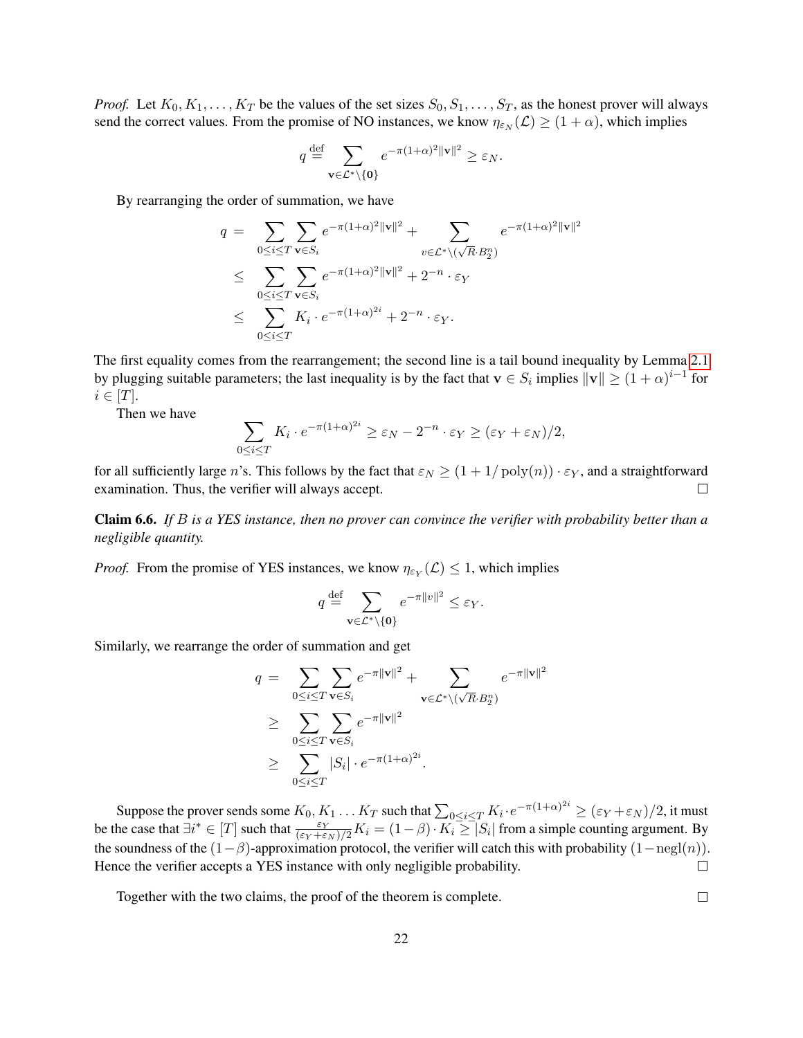*Proof.* Let $K_0, K_1, \ldots, K_T$ be the values of the set sizes $S_0, S_1, \ldots, S_T$, as the honest prover will always send the correct values. From the promise of NO instances, we know $\eta_{\varepsilon_N}(\mathcal{L}) \geq (1+\alpha)$, which implies

$$q \stackrel{\text{def}}{=} \sum_{\mathbf{v} \in \mathcal{L}^* \setminus \{\mathbf{0}\}} e^{-\pi(1+\alpha)^2 \|\mathbf{v}\|^2} \geq \varepsilon_N.$$

By rearranging the order of summation, we have

$$\begin{aligned} q &= \sum_{0 \leq i \leq T} \sum_{\mathbf{v} \in S_i} e^{-\pi(1+\alpha)^2 \|\mathbf{v}\|^2} + \sum_{v \in \mathcal{L}^* \setminus (\sqrt{R} \cdot B_2^n)} e^{-\pi(1+\alpha)^2 \|\mathbf{v}\|^2} \\ &\leq \sum_{0 \leq i \leq T} \sum_{\mathbf{v} \in S_i} e^{-\pi(1+\alpha)^2 \|\mathbf{v}\|^2} + 2^{-n} \cdot \varepsilon_Y \\ &\leq \sum_{0 \leq i \leq T} K_i \cdot e^{-\pi(1+\alpha)^{2i}} + 2^{-n} \cdot \varepsilon_Y. \end{aligned}$$

The first equality comes from the rearrangement; the second line is a tail bound inequality by Lemma 2.1 by plugging suitable parameters; the last inequality is by the fact that $\mathbf{v} \in S_i$ implies $\|\mathbf{v}\| \geq (1+\alpha)^{i-1}$ for $i \in [T]$.

Then we have

$$\sum_{0 \leq i \leq T} K_i \cdot e^{-\pi(1+\alpha)^{2i}} \geq \varepsilon_N - 2^{-n} \cdot \varepsilon_Y \geq (\varepsilon_Y + \varepsilon_N)/2,$$

for all sufficiently large $n$'s. This follows by the fact that $\varepsilon_N \geq (1 + 1/\operatorname{poly}(n)) \cdot \varepsilon_Y$, and a straightforward examination. Thus, the verifier will always accept. $\square$

**Claim 6.6.** *If $B$ is a YES instance, then no prover can convince the verifier with probability better than a negligible quantity.*

*Proof.* From the promise of YES instances, we know $\eta_{\varepsilon_Y}(\mathcal{L}) \leq 1$, which implies

$$q \stackrel{\text{def}}{=} \sum_{\mathbf{v} \in \mathcal{L}^* \setminus \{\mathbf{0}\}} e^{-\pi \|v\|^2} \leq \varepsilon_Y.$$

Similarly, we rearrange the order of summation and get

$$\begin{aligned} q &= \sum_{0 \leq i \leq T} \sum_{\mathbf{v} \in S_i} e^{-\pi \|\mathbf{v}\|^2} + \sum_{\mathbf{v} \in \mathcal{L}^* \setminus (\sqrt{R} \cdot B_2^n)} e^{-\pi \|\mathbf{v}\|^2} \\ &\geq \sum_{0 \leq i \leq T} \sum_{\mathbf{v} \in S_i} e^{-\pi \|\mathbf{v}\|^2} \\ &\geq \sum_{0 \leq i \leq T} |S_i| \cdot e^{-\pi(1+\alpha)^{2i}}. \end{aligned}$$

Suppose the prover sends some $K_0, K_1 \ldots K_T$ such that $\sum_{0 \leq i \leq T} K_i \cdot e^{-\pi(1+\alpha)^{2i}} \geq (\varepsilon_Y + \varepsilon_N)/2$, it must be the case that $\exists i^* \in [T]$ such that $\frac{\varepsilon_Y}{(\varepsilon_Y + \varepsilon_N)/2} K_i = (1-\beta) \cdot K_i \geq |S_i|$ from a simple counting argument. By the soundness of the $(1-\beta)$-approximation protocol, the verifier will catch this with probability $(1 - \operatorname{negl}(n))$. Hence the verifier accepts a YES instance with only negligible probability. $\square$

Together with the two claims, the proof of the theorem is complete. $\square$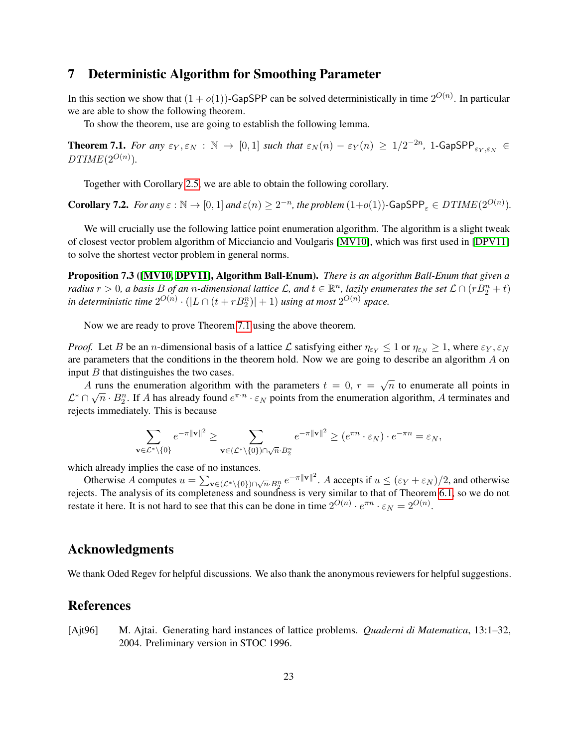## 7 Deterministic Algorithm for Smoothing Parameter

In this section we show that $(1 + o(1))$-GapSPP can be solved deterministically in time $2^{O(n)}$. In particular we are able to show the following theorem.

To show the theorem, use are going to establish the following lemma.

**Theorem 7.1.** *For any $\varepsilon_Y, \varepsilon_N : \mathbb{N} \to [0, 1]$ such that $\varepsilon_N(n) - \varepsilon_Y(n) \geq 1/2^{-2n}$, 1-$\mathsf{GapSPP}_{\varepsilon_Y,\varepsilon_N} \in DTIME(2^{O(n)})$.*

Together with Corollary 2.5, we are able to obtain the following corollary.

**Corollary 7.2.** *For any $\varepsilon : \mathbb{N} \to [0, 1]$ and $\varepsilon(n) \geq 2^{-n}$, the problem $(1+o(1))$-$\mathsf{GapSPP}_\varepsilon \in DTIME(2^{O(n)})$.*

We will crucially use the following lattice point enumeration algorithm. The algorithm is a slight tweak of closest vector problem algorithm of Micciancio and Voulgaris [MV10], which was first used in [DPV11] to solve the shortest vector problem in general norms.

**Proposition 7.3 ([MV10, DPV11], Algorithm Ball-Enum).** *There is an algorithm Ball-Enum that given a radius $r > 0$, a basis $B$ of an $n$-dimensional lattice $\mathcal{L}$, and $t \in \mathbb{R}^n$, lazily enumerates the set $\mathcal{L} \cap (rB_2^n + t)$ in deterministic time $2^{O(n)} \cdot (|L \cap (t + rB_2^n)| + 1)$ using at most $2^{O(n)}$ space.*

Now we are ready to prove Theorem 7.1 using the above theorem.

*Proof.* Let $B$ be an $n$-dimensional basis of a lattice $\mathcal{L}$ satisfying either $\eta_{\varepsilon_Y} \leq 1$ or $\eta_{\varepsilon_N} \geq 1$, where $\varepsilon_Y, \varepsilon_N$ are parameters that the conditions in the theorem hold. Now we are going to describe an algorithm $A$ on input $B$ that distinguishes the two cases.

$A$ runs the enumeration algorithm with the parameters $t = 0$, $r = \sqrt{n}$ to enumerate all points in $\mathcal{L}^* \cap \sqrt{n} \cdot B_2^n$. If $A$ has already found $e^{\pi \cdot n} \cdot \varepsilon_N$ points from the enumeration algorithm, $A$ terminates and rejects immediately. This is because

$$\sum_{\mathbf{v} \in \mathcal{L}^* \setminus \{0\}} e^{-\pi \|\mathbf{v}\|^2} \geq \sum_{\mathbf{v} \in (\mathcal{L}^* \setminus \{0\}) \cap \sqrt{n} \cdot B_2^n} e^{-\pi \|\mathbf{v}\|^2} \geq (e^{\pi n} \cdot \varepsilon_N) \cdot e^{-\pi n} = \varepsilon_N,$$

which already implies the case of no instances.

Otherwise $A$ computes $u = \sum_{\mathbf{v} \in (\mathcal{L}^* \setminus \{0\}) \cap \sqrt{n} \cdot B_2^n} e^{-\pi \|\mathbf{v}\|^2}$. $A$ accepts if $u \leq (\varepsilon_Y + \varepsilon_N)/2$, and otherwise rejects. The analysis of its completeness and soundness is very similar to that of Theorem 6.1, so we do not restate it here. It is not hard to see that this can be done in time $2^{O(n)} \cdot e^{\pi n} \cdot \varepsilon_N = 2^{O(n)}$.

## Acknowledgments

We thank Oded Regev for helpful discussions. We also thank the anonymous reviewers for helpful suggestions.

## References

[Ajt96] M. Ajtai. Generating hard instances of lattice problems. *Quaderni di Matematica*, 13:1–32, 2004. Preliminary version in STOC 1996.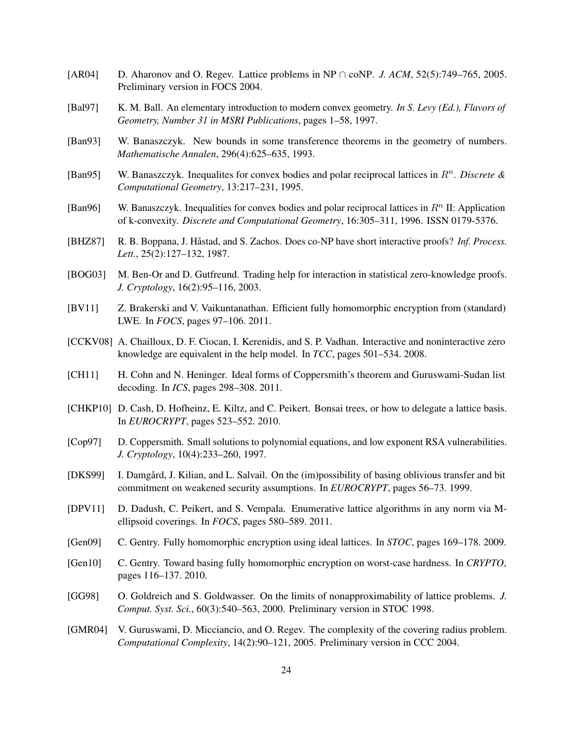[AR04] D. Aharonov and O. Regev. Lattice problems in NP $\cap$ coNP. *J. ACM*, 52(5):749–765, 2005. Preliminary version in FOCS 2004.

[Bal97] K. M. Ball. An elementary introduction to modern convex geometry. *In S. Levy (Ed.), Flavors of Geometry, Number 31 in MSRI Publications*, pages 1–58, 1997.

[Ban93] W. Banaszczyk. New bounds in some transference theorems in the geometry of numbers. *Mathematische Annalen*, 296(4):625–635, 1993.

[Ban95] W. Banaszczyk. Inequalites for convex bodies and polar reciprocal lattices in $R^n$. *Discrete & Computational Geometry*, 13:217–231, 1995.

[Ban96] W. Banaszczyk. Inequalities for convex bodies and polar reciprocal lattices in $R^n$ II: Application of k-convexity. *Discrete and Computational Geometry*, 16:305–311, 1996. ISSN 0179-5376.

[BHZ87] R. B. Boppana, J. Håstad, and S. Zachos. Does co-NP have short interactive proofs? *Inf. Process. Lett.*, 25(2):127–132, 1987.

[BOG03] M. Ben-Or and D. Gutfreund. Trading help for interaction in statistical zero-knowledge proofs. *J. Cryptology*, 16(2):95–116, 2003.

[BV11] Z. Brakerski and V. Vaikuntanathan. Efficient fully homomorphic encryption from (standard) LWE. In *FOCS*, pages 97–106. 2011.

[CCKV08] A. Chailloux, D. F. Ciocan, I. Kerenidis, and S. P. Vadhan. Interactive and noninteractive zero knowledge are equivalent in the help model. In *TCC*, pages 501–534. 2008.

[CH11] H. Cohn and N. Heninger. Ideal forms of Coppersmith's theorem and Guruswami-Sudan list decoding. In *ICS*, pages 298–308. 2011.

[CHKP10] D. Cash, D. Hofheinz, E. Kiltz, and C. Peikert. Bonsai trees, or how to delegate a lattice basis. In *EUROCRYPT*, pages 523–552. 2010.

[Cop97] D. Coppersmith. Small solutions to polynomial equations, and low exponent RSA vulnerabilities. *J. Cryptology*, 10(4):233–260, 1997.

[DKS99] I. Damgård, J. Kilian, and L. Salvail. On the (im)possibility of basing oblivious transfer and bit commitment on weakened security assumptions. In *EUROCRYPT*, pages 56–73. 1999.

[DPV11] D. Dadush, C. Peikert, and S. Vempala. Enumerative lattice algorithms in any norm via M-ellipsoid coverings. In *FOCS*, pages 580–589. 2011.

[Gen09] C. Gentry. Fully homomorphic encryption using ideal lattices. In *STOC*, pages 169–178. 2009.

[Gen10] C. Gentry. Toward basing fully homomorphic encryption on worst-case hardness. In *CRYPTO*, pages 116–137. 2010.

[GG98] O. Goldreich and S. Goldwasser. On the limits of nonapproximability of lattice problems. *J. Comput. Syst. Sci.*, 60(3):540–563, 2000. Preliminary version in STOC 1998.

[GMR04] V. Guruswami, D. Micciancio, and O. Regev. The complexity of the covering radius problem. *Computational Complexity*, 14(2):90–121, 2005. Preliminary version in CCC 2004.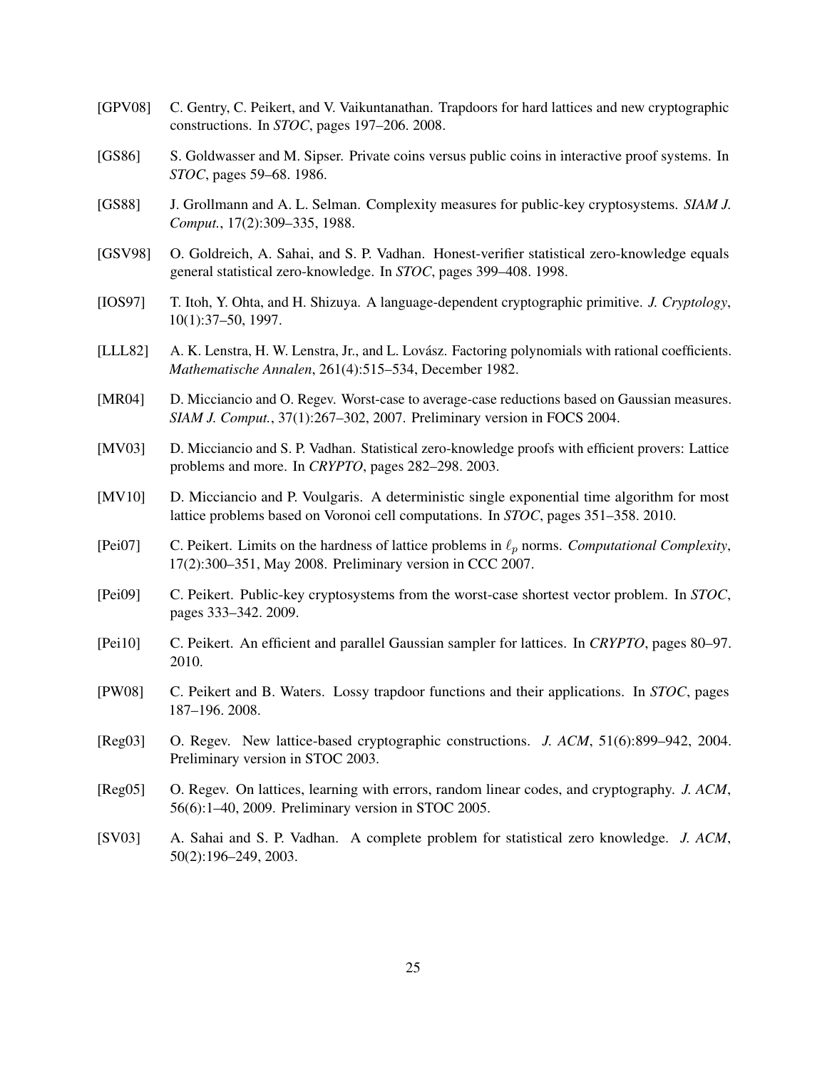[GPV08] C. Gentry, C. Peikert, and V. Vaikuntanathan. Trapdoors for hard lattices and new cryptographic constructions. In *STOC*, pages 197–206. 2008.

[GS86] S. Goldwasser and M. Sipser. Private coins versus public coins in interactive proof systems. In *STOC*, pages 59–68. 1986.

[GS88] J. Grollmann and A. L. Selman. Complexity measures for public-key cryptosystems. *SIAM J. Comput.*, 17(2):309–335, 1988.

[GSV98] O. Goldreich, A. Sahai, and S. P. Vadhan. Honest-verifier statistical zero-knowledge equals general statistical zero-knowledge. In *STOC*, pages 399–408. 1998.

[IOS97] T. Itoh, Y. Ohta, and H. Shizuya. A language-dependent cryptographic primitive. *J. Cryptology*, 10(1):37–50, 1997.

[LLL82] A. K. Lenstra, H. W. Lenstra, Jr., and L. Lovász. Factoring polynomials with rational coefficients. *Mathematische Annalen*, 261(4):515–534, December 1982.

[MR04] D. Micciancio and O. Regev. Worst-case to average-case reductions based on Gaussian measures. *SIAM J. Comput.*, 37(1):267–302, 2007. Preliminary version in FOCS 2004.

[MV03] D. Micciancio and S. P. Vadhan. Statistical zero-knowledge proofs with efficient provers: Lattice problems and more. In *CRYPTO*, pages 282–298. 2003.

[MV10] D. Micciancio and P. Voulgaris. A deterministic single exponential time algorithm for most lattice problems based on Voronoi cell computations. In *STOC*, pages 351–358. 2010.

[Pei07] C. Peikert. Limits on the hardness of lattice problems in $\ell_p$ norms. *Computational Complexity*, 17(2):300–351, May 2008. Preliminary version in CCC 2007.

[Pei09] C. Peikert. Public-key cryptosystems from the worst-case shortest vector problem. In *STOC*, pages 333–342. 2009.

[Pei10] C. Peikert. An efficient and parallel Gaussian sampler for lattices. In *CRYPTO*, pages 80–97. 2010.

[PW08] C. Peikert and B. Waters. Lossy trapdoor functions and their applications. In *STOC*, pages 187–196. 2008.

[Reg03] O. Regev. New lattice-based cryptographic constructions. *J. ACM*, 51(6):899–942, 2004. Preliminary version in STOC 2003.

[Reg05] O. Regev. On lattices, learning with errors, random linear codes, and cryptography. *J. ACM*, 56(6):1–40, 2009. Preliminary version in STOC 2005.

[SV03] A. Sahai and S. P. Vadhan. A complete problem for statistical zero knowledge. *J. ACM*, 50(2):196–249, 2003.